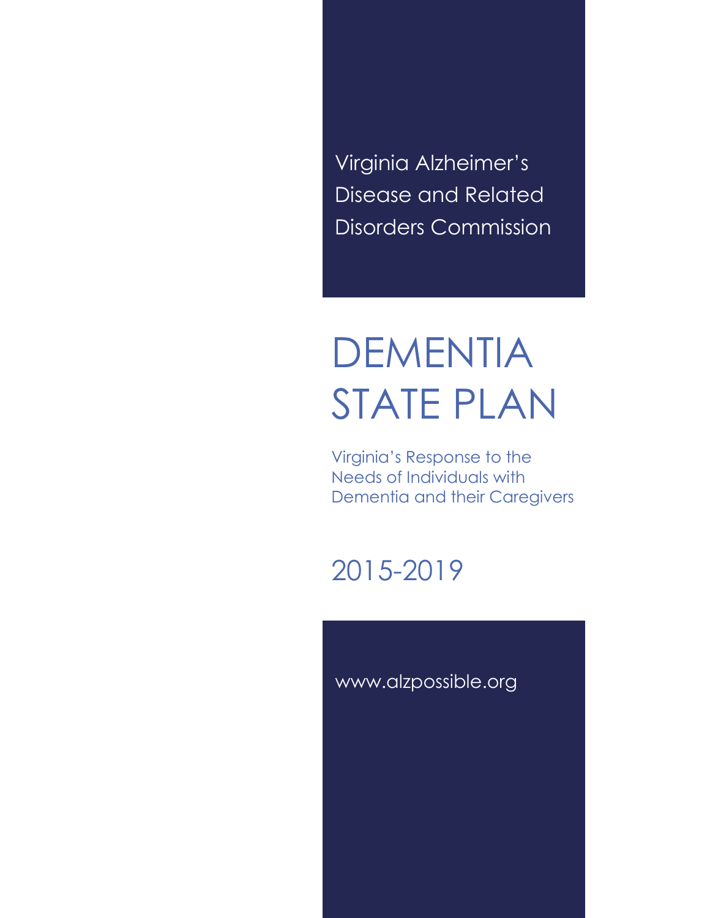Virginia Alzheimer's Disease and Related Disorders Commission

# DEMENTIA STATE PLAN

Virginia's Response to the Needs of Individuals with Dementia and their Caregivers

## 2015-2019

www.alzpossible.org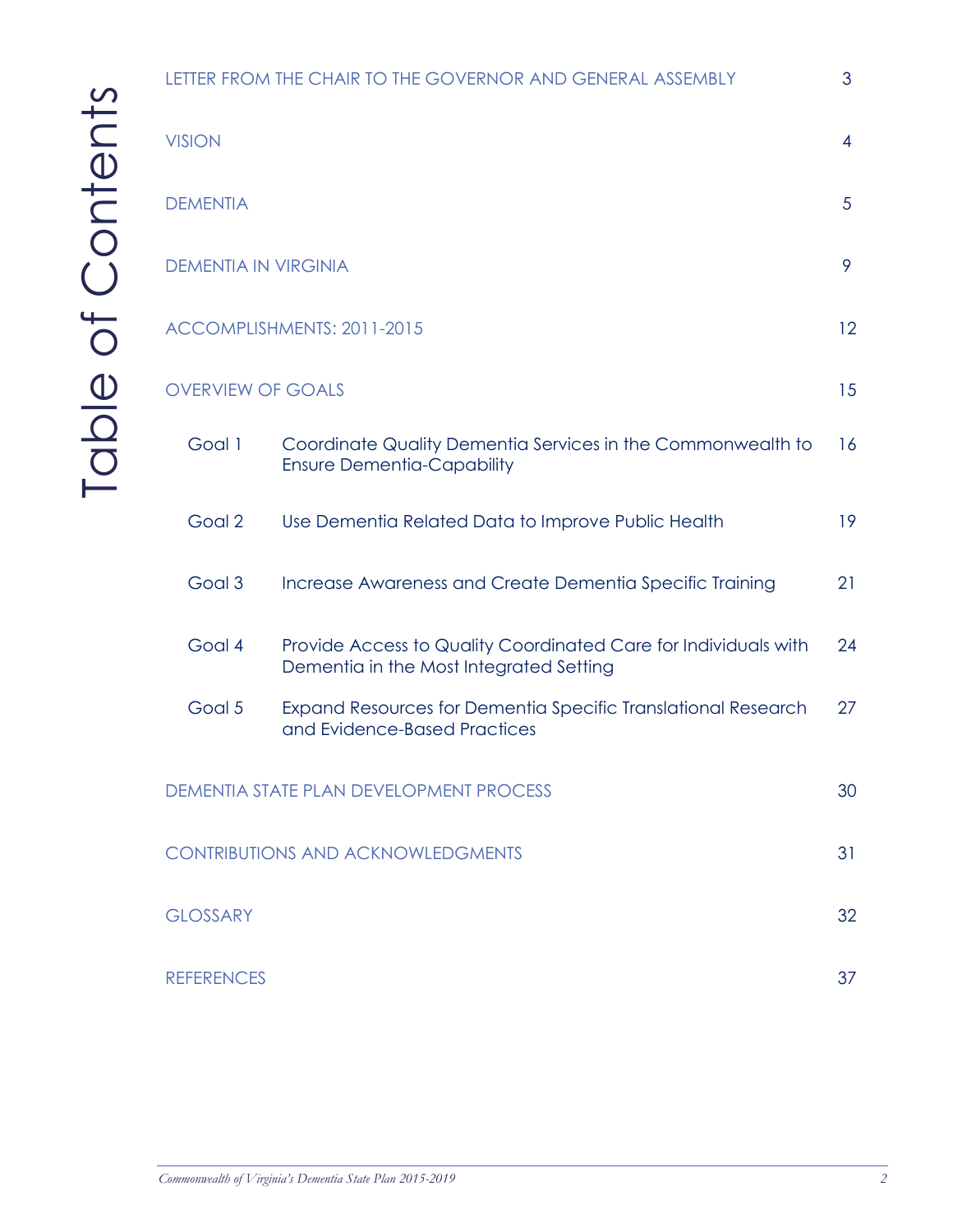# Table of Contents

| | | |
|---|---|---|
| LETTER FROM THE CHAIR TO THE GOVERNOR AND GENERAL ASSEMBLY | | 3 |
| VISION | | 4 |
| DEMENTIA | | 5 |
| DEMENTIA IN VIRGINIA | | 9 |
| ACCOMPLISHMENTS: 2011-2015 | | 12 |
| OVERVIEW OF GOALS | | 15 |
| Goal 1 | Coordinate Quality Dementia Services in the Commonwealth to Ensure Dementia-Capability | 16 |
| Goal 2 | Use Dementia Related Data to Improve Public Health | 19 |
| Goal 3 | Increase Awareness and Create Dementia Specific Training | 21 |
| Goal 4 | Provide Access to Quality Coordinated Care for Individuals with Dementia in the Most Integrated Setting | 24 |
| Goal 5 | Expand Resources for Dementia Specific Translational Research and Evidence-Based Practices | 27 |
| DEMENTIA STATE PLAN DEVELOPMENT PROCESS | | 30 |
| CONTRIBUTIONS AND ACKNOWLEDGMENTS | | 31 |
| GLOSSARY | | 32 |
| REFERENCES | | 37 |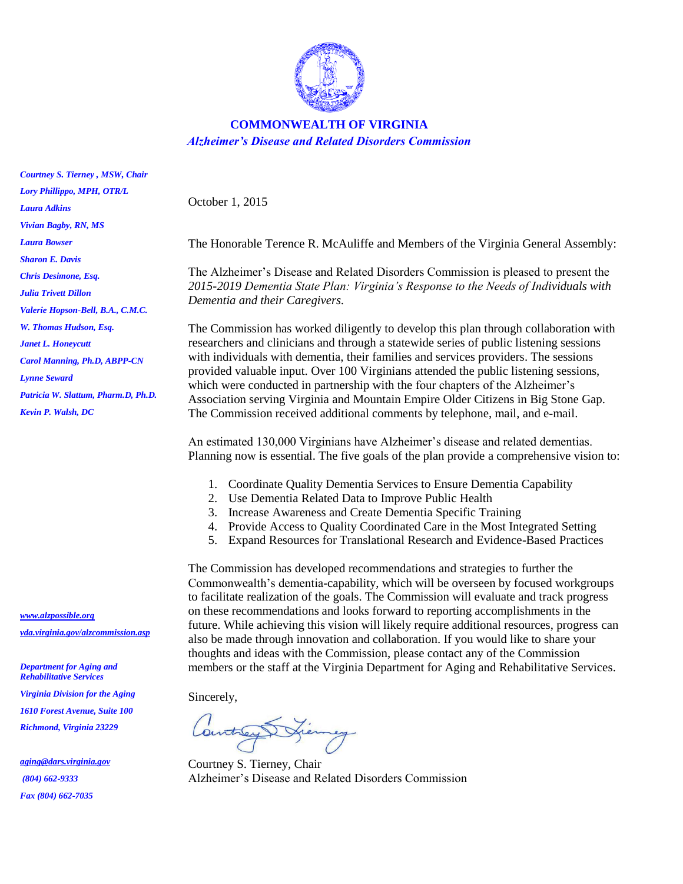**COMMONWEALTH OF VIRGINIA**

***Alzheimer's Disease and Related Disorders Commission***

*Courtney S. Tierney , MSW, Chair*
*Lory Phillippo, MPH, OTR/L*
*Laura Adkins*
*Vivian Bagby, RN, MS*
*Laura Bowser*
*Sharon E. Davis*
*Chris Desimone, Esq.*
*Julia Trivett Dillon*
*Valerie Hopson-Bell, B.A., C.M.C.*
*W. Thomas Hudson, Esq.*
*Janet L. Honeycutt*
*Carol Manning, Ph.D, ABPP-CN*
*Lynne Seward*
*Patricia W. Slattum, Pharm.D, Ph.D.*
*Kevin P. Walsh, DC*

*www.alzpossible.org*
*vda.virginia.gov/alzcommission.asp*

*Department for Aging and Rehabilitative Services*
*Virginia Division for the Aging*
*1610 Forest Avenue, Suite 100*
*Richmond, Virginia 23229*

*aging@dars.virginia.gov*
*(804) 662-9333*
*Fax (804) 662-7035*

October 1, 2015

The Honorable Terence R. McAuliffe and Members of the Virginia General Assembly:

The Alzheimer's Disease and Related Disorders Commission is pleased to present the *2015-2019 Dementia State Plan: Virginia's Response to the Needs of Individuals with Dementia and their Caregivers.*

The Commission has worked diligently to develop this plan through collaboration with researchers and clinicians and through a statewide series of public listening sessions with individuals with dementia, their families and services providers. The sessions provided valuable input. Over 100 Virginians attended the public listening sessions, which were conducted in partnership with the four chapters of the Alzheimer's Association serving Virginia and Mountain Empire Older Citizens in Big Stone Gap. The Commission received additional comments by telephone, mail, and e-mail.

An estimated 130,000 Virginians have Alzheimer's disease and related dementias. Planning now is essential. The five goals of the plan provide a comprehensive vision to:

1. Coordinate Quality Dementia Services to Ensure Dementia Capability
2. Use Dementia Related Data to Improve Public Health
3. Increase Awareness and Create Dementia Specific Training
4. Provide Access to Quality Coordinated Care in the Most Integrated Setting
5. Expand Resources for Translational Research and Evidence-Based Practices

The Commission has developed recommendations and strategies to further the Commonwealth's dementia-capability, which will be overseen by focused workgroups to facilitate realization of the goals. The Commission will evaluate and track progress on these recommendations and looks forward to reporting accomplishments in the future. While achieving this vision will likely require additional resources, progress can also be made through innovation and collaboration. If you would like to share your thoughts and ideas with the Commission, please contact any of the Commission members or the staff at the Virginia Department for Aging and Rehabilitative Services.

Sincerely,

Courtney S. Tierney, Chair
Alzheimer's Disease and Related Disorders Commission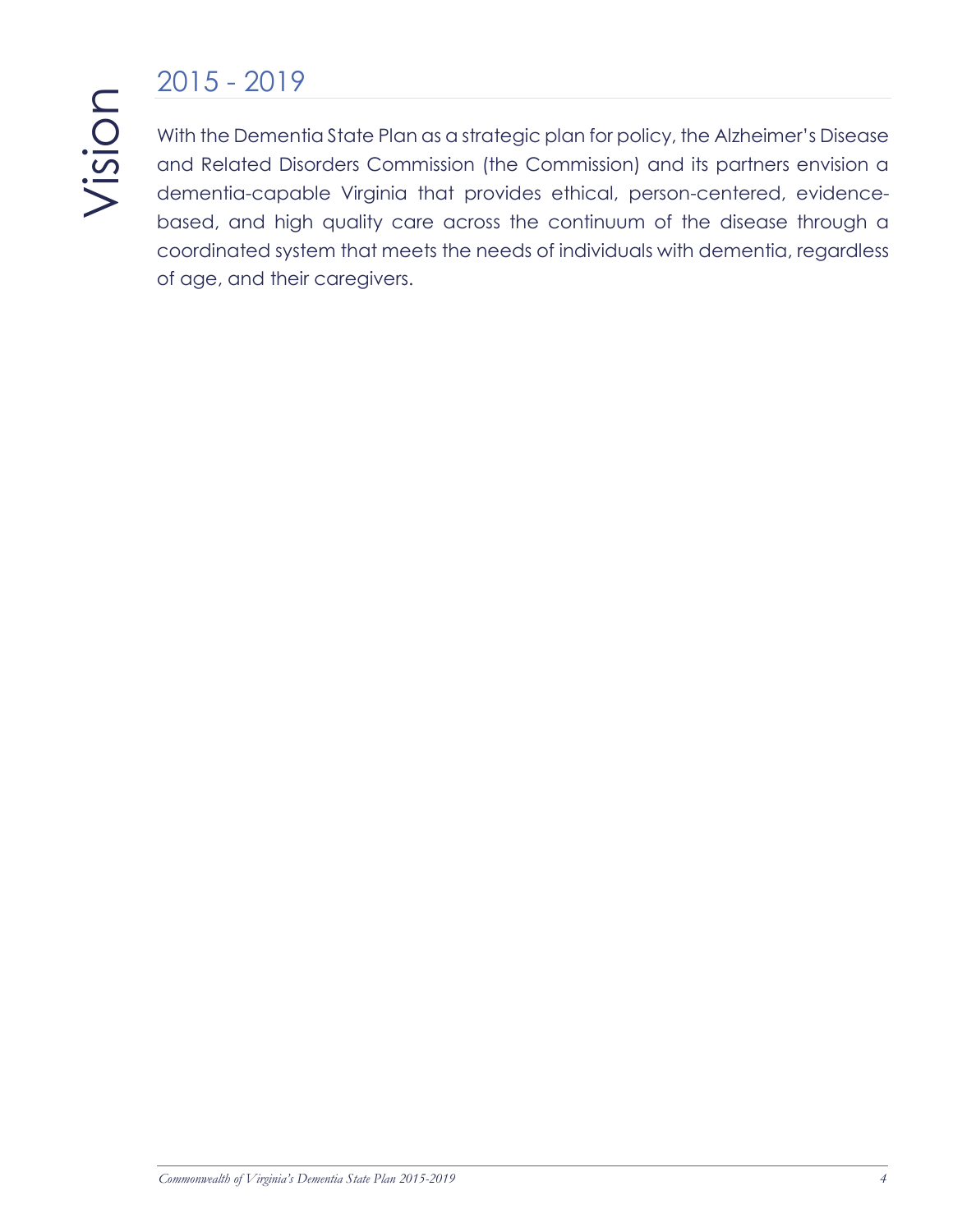# Vision

## 2015 - 2019

With the Dementia State Plan as a strategic plan for policy, the Alzheimer's Disease and Related Disorders Commission (the Commission) and its partners envision a dementia-capable Virginia that provides ethical, person-centered, evidence-based, and high quality care across the continuum of the disease through a coordinated system that meets the needs of individuals with dementia, regardless of age, and their caregivers.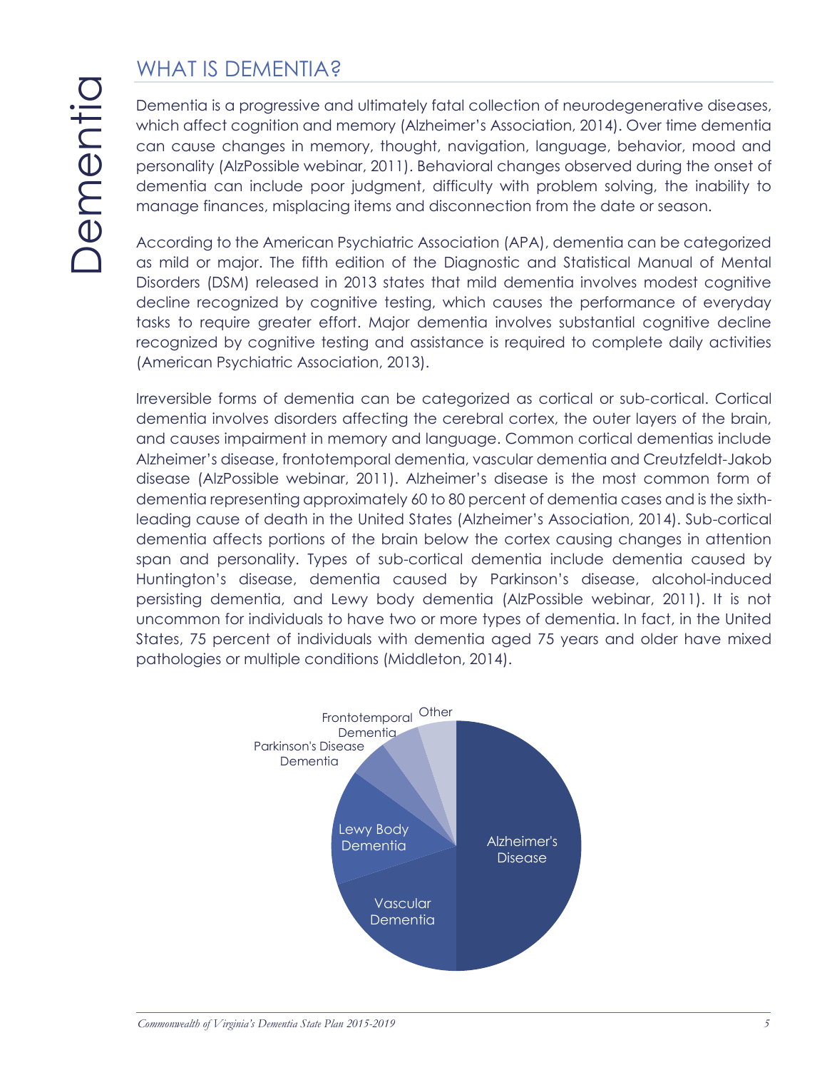## WHAT IS DEMENTIA?

Dementia is a progressive and ultimately fatal collection of neurodegenerative diseases, which affect cognition and memory (Alzheimer's Association, 2014). Over time dementia can cause changes in memory, thought, navigation, language, behavior, mood and personality (AlzPossible webinar, 2011). Behavioral changes observed during the onset of dementia can include poor judgment, difficulty with problem solving, the inability to manage finances, misplacing items and disconnection from the date or season.

According to the American Psychiatric Association (APA), dementia can be categorized as mild or major. The fifth edition of the Diagnostic and Statistical Manual of Mental Disorders (DSM) released in 2013 states that mild dementia involves modest cognitive decline recognized by cognitive testing, which causes the performance of everyday tasks to require greater effort. Major dementia involves substantial cognitive decline recognized by cognitive testing and assistance is required to complete daily activities (American Psychiatric Association, 2013).

Irreversible forms of dementia can be categorized as cortical or sub-cortical. Cortical dementia involves disorders affecting the cerebral cortex, the outer layers of the brain, and causes impairment in memory and language. Common cortical dementias include Alzheimer's disease, frontotemporal dementia, vascular dementia and Creutzfeldt-Jakob disease (AlzPossible webinar, 2011). Alzheimer's disease is the most common form of dementia representing approximately 60 to 80 percent of dementia cases and is the sixth-leading cause of death in the United States (Alzheimer's Association, 2014). Sub-cortical dementia affects portions of the brain below the cortex causing changes in attention span and personality. Types of sub-cortical dementia include dementia caused by Huntington's disease, dementia caused by Parkinson's disease, alcohol-induced persisting dementia, and Lewy body dementia (AlzPossible webinar, 2011). It is not uncommon for individuals to have two or more types of dementia. In fact, in the United States, 75 percent of individuals with dementia aged 75 years and older have mixed pathologies or multiple conditions (Middleton, 2014).

Alzheimer's Disease
Vascular Dementia
Lewy Body Dementia
Parkinson's Disease Dementia
Frontotemporal Dementia
Other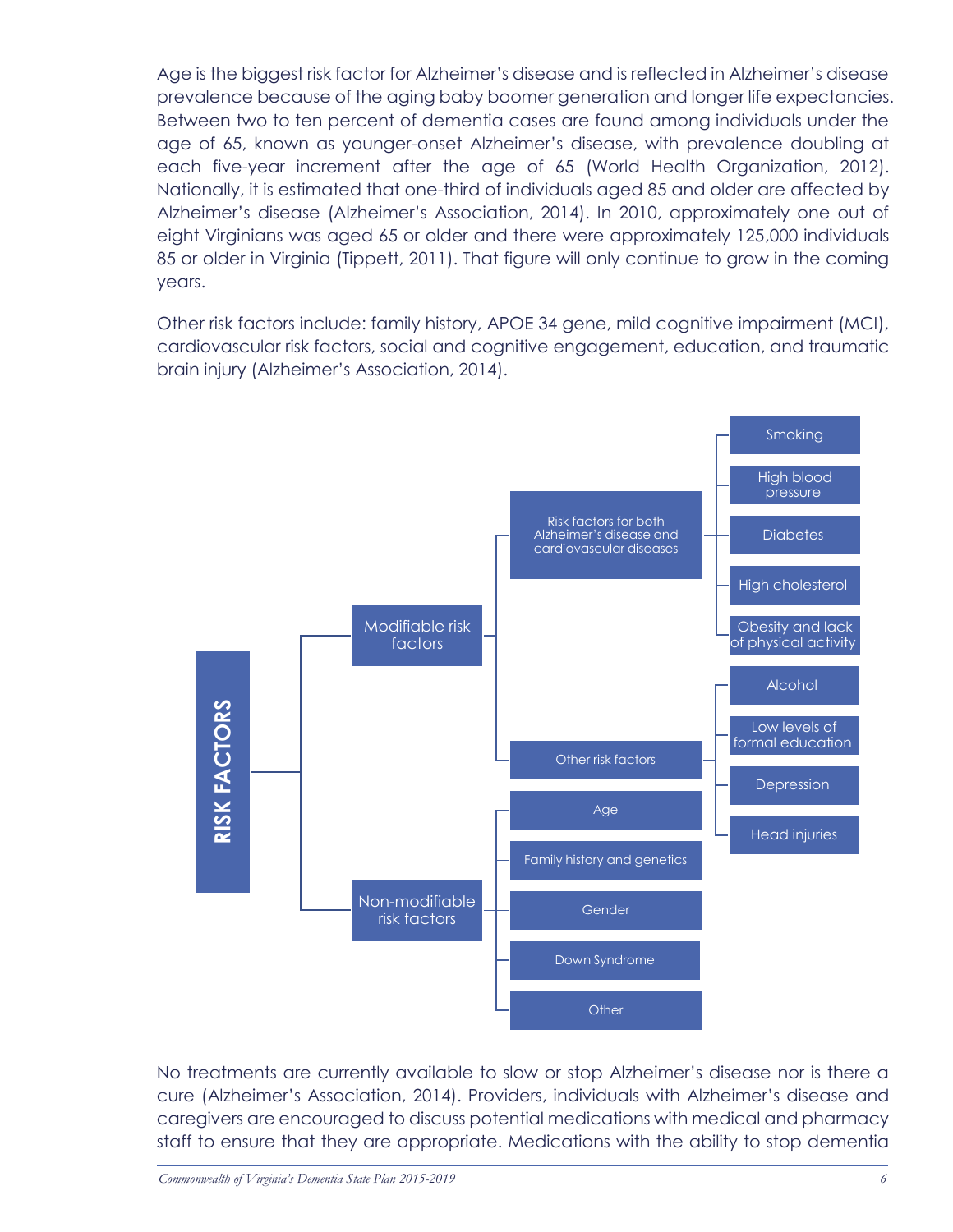Age is the biggest risk factor for Alzheimer's disease and is reflected in Alzheimer's disease prevalence because of the aging baby boomer generation and longer life expectancies. Between two to ten percent of dementia cases are found among individuals under the age of 65, known as younger-onset Alzheimer's disease, with prevalence doubling at each five-year increment after the age of 65 (World Health Organization, 2012). Nationally, it is estimated that one-third of individuals aged 85 and older are affected by Alzheimer's disease (Alzheimer's Association, 2014). In 2010, approximately one out of eight Virginians was aged 65 or older and there were approximately 125,000 individuals 85 or older in Virginia (Tippett, 2011). That figure will only continue to grow in the coming years.

Other risk factors include: family history, APOE 34 gene, mild cognitive impairment (MCI), cardiovascular risk factors, social and cognitive engagement, education, and traumatic brain injury (Alzheimer's Association, 2014).

**RISK FACTORS**

- Modifiable risk factors
  - Risk factors for both Alzheimer's disease and cardiovascular diseases
    - Smoking
    - High blood pressure
    - Diabetes
    - High cholesterol
    - Obesity and lack of physical activity
  - Other risk factors
    - Alcohol
    - Low levels of formal education
    - Depression
    - Head injuries
- Non-modifiable risk factors
  - Age
  - Family history and genetics
  - Gender
  - Down Syndrome
  - Other

No treatments are currently available to slow or stop Alzheimer's disease nor is there a cure (Alzheimer's Association, 2014). Providers, individuals with Alzheimer's disease and caregivers are encouraged to discuss potential medications with medical and pharmacy staff to ensure that they are appropriate. Medications with the ability to stop dementia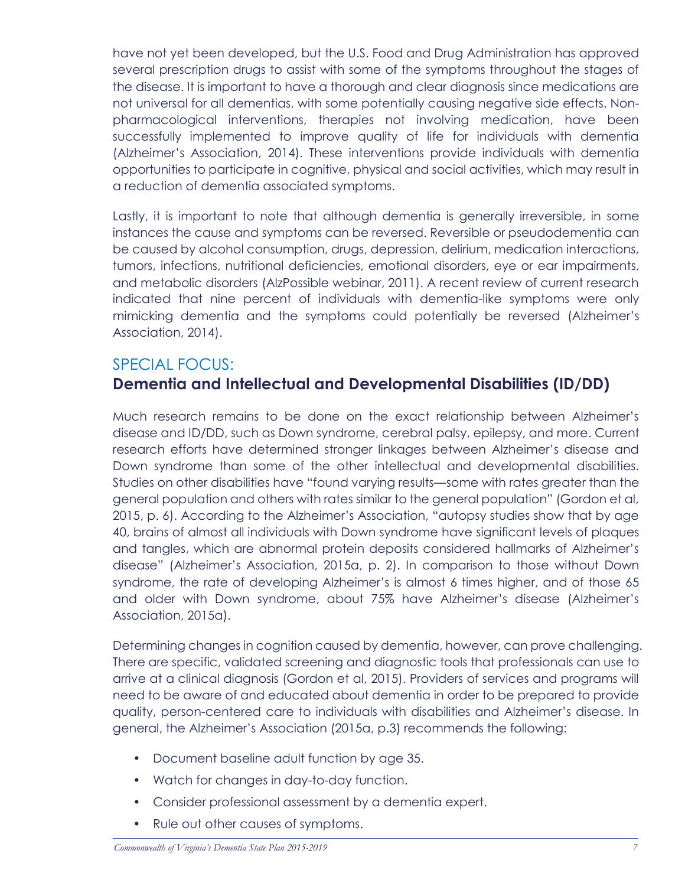have not yet been developed, but the U.S. Food and Drug Administration has approved several prescription drugs to assist with some of the symptoms throughout the stages of the disease. It is important to have a thorough and clear diagnosis since medications are not universal for all dementias, with some potentially causing negative side effects. Non-pharmacological interventions, therapies not involving medication, have been successfully implemented to improve quality of life for individuals with dementia (Alzheimer's Association, 2014). These interventions provide individuals with dementia opportunities to participate in cognitive, physical and social activities, which may result in a reduction of dementia associated symptoms.

Lastly, it is important to note that although dementia is generally irreversible, in some instances the cause and symptoms can be reversed. Reversible or pseudodementia can be caused by alcohol consumption, drugs, depression, delirium, medication interactions, tumors, infections, nutritional deficiencies, emotional disorders, eye or ear impairments, and metabolic disorders (AlzPossible webinar, 2011). A recent review of current research indicated that nine percent of individuals with dementia-like symptoms were only mimicking dementia and the symptoms could potentially be reversed (Alzheimer's Association, 2014).

## SPECIAL FOCUS:
## Dementia and Intellectual and Developmental Disabilities (ID/DD)

Much research remains to be done on the exact relationship between Alzheimer's disease and ID/DD, such as Down syndrome, cerebral palsy, epilepsy, and more. Current research efforts have determined stronger linkages between Alzheimer's disease and Down syndrome than some of the other intellectual and developmental disabilities. Studies on other disabilities have "found varying results—some with rates greater than the general population and others with rates similar to the general population" (Gordon et al, 2015, p. 6). According to the Alzheimer's Association, "autopsy studies show that by age 40, brains of almost all individuals with Down syndrome have significant levels of plaques and tangles, which are abnormal protein deposits considered hallmarks of Alzheimer's disease" (Alzheimer's Association, 2015a, p. 2). In comparison to those without Down syndrome, the rate of developing Alzheimer's is almost 6 times higher, and of those 65 and older with Down syndrome, about 75% have Alzheimer's disease (Alzheimer's Association, 2015a).

Determining changes in cognition caused by dementia, however, can prove challenging. There are specific, validated screening and diagnostic tools that professionals can use to arrive at a clinical diagnosis (Gordon et al, 2015). Providers of services and programs will need to be aware of and educated about dementia in order to be prepared to provide quality, person-centered care to individuals with disabilities and Alzheimer's disease. In general, the Alzheimer's Association (2015a, p.3) recommends the following:

- Document baseline adult function by age 35.
- Watch for changes in day-to-day function.
- Consider professional assessment by a dementia expert.
- Rule out other causes of symptoms.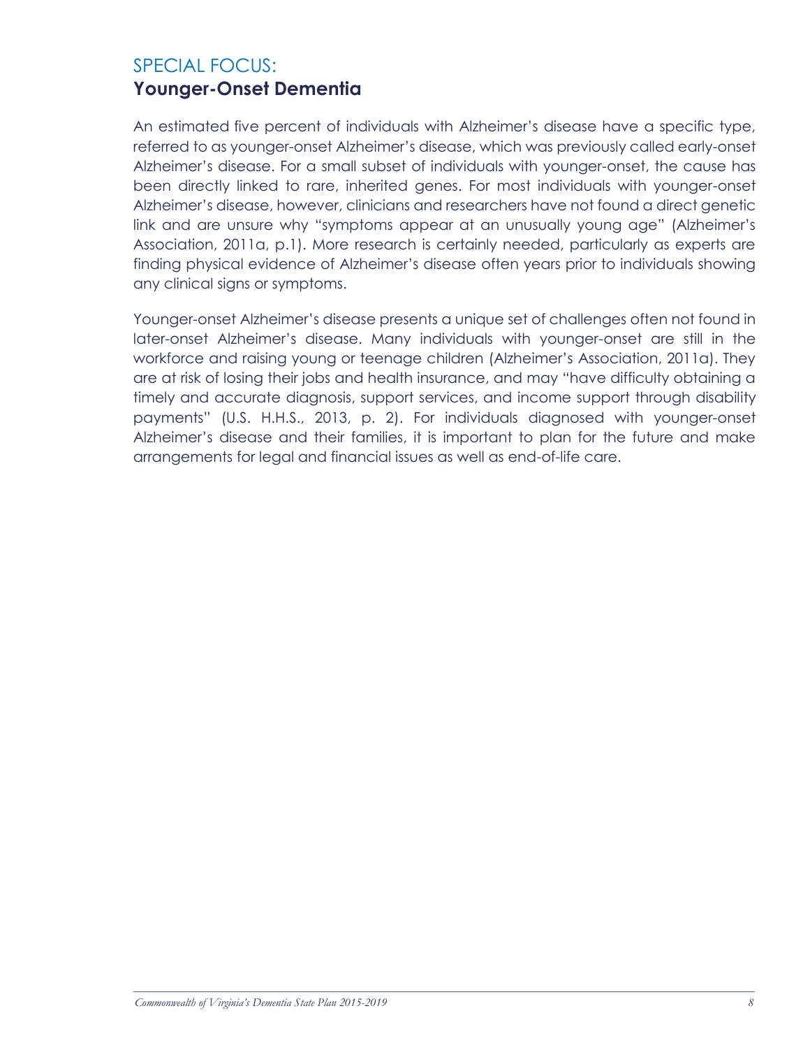## SPECIAL FOCUS:
## Younger-Onset Dementia

An estimated five percent of individuals with Alzheimer's disease have a specific type, referred to as younger-onset Alzheimer's disease, which was previously called early-onset Alzheimer's disease. For a small subset of individuals with younger-onset, the cause has been directly linked to rare, inherited genes. For most individuals with younger-onset Alzheimer's disease, however, clinicians and researchers have not found a direct genetic link and are unsure why "symptoms appear at an unusually young age" (Alzheimer's Association, 2011a, p.1). More research is certainly needed, particularly as experts are finding physical evidence of Alzheimer's disease often years prior to individuals showing any clinical signs or symptoms.

Younger-onset Alzheimer's disease presents a unique set of challenges often not found in later-onset Alzheimer's disease. Many individuals with younger-onset are still in the workforce and raising young or teenage children (Alzheimer's Association, 2011a). They are at risk of losing their jobs and health insurance, and may "have difficulty obtaining a timely and accurate diagnosis, support services, and income support through disability payments" (U.S. H.H.S., 2013, p. 2). For individuals diagnosed with younger-onset Alzheimer's disease and their families, it is important to plan for the future and make arrangements for legal and financial issues as well as end-of-life care.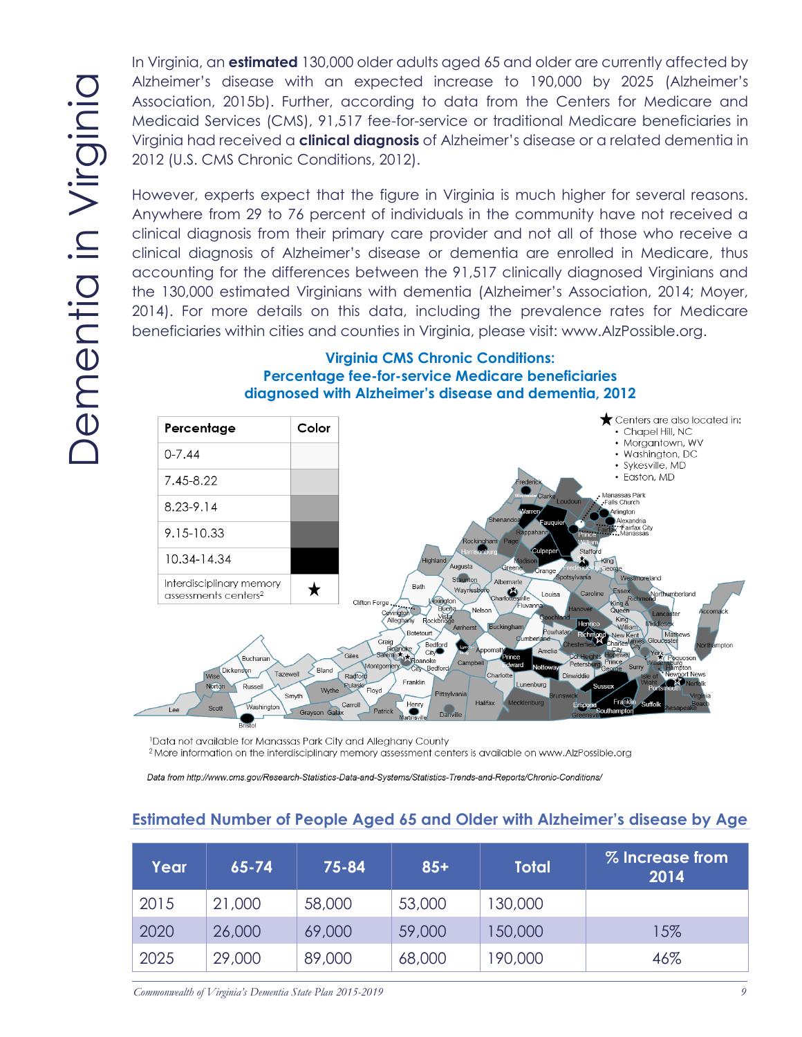In Virginia, an **estimated** 130,000 older adults aged 65 and older are currently affected by Alzheimer's disease with an expected increase to 190,000 by 2025 (Alzheimer's Association, 2015b). Further, according to data from the Centers for Medicare and Medicaid Services (CMS), 91,517 fee-for-service or traditional Medicare beneficiaries in Virginia had received a **clinical diagnosis** of Alzheimer's disease or a related dementia in 2012 (U.S. CMS Chronic Conditions, 2012).

However, experts expect that the figure in Virginia is much higher for several reasons. Anywhere from 29 to 76 percent of individuals in the community have not received a clinical diagnosis from their primary care provider and not all of those who receive a clinical diagnosis of Alzheimer's disease or dementia are enrolled in Medicare, thus accounting for the differences between the 91,517 clinically diagnosed Virginians and the 130,000 estimated Virginians with dementia (Alzheimer's Association, 2014; Moyer, 2014). For more details on this data, including the prevalence rates for Medicare beneficiaries within cities and counties in Virginia, please visit: www.AlzPossible.org.

**Virginia CMS Chronic Conditions: Percentage fee-for-service Medicare beneficiaries diagnosed with Alzheimer's disease and dementia, 2012**

| Percentage | Color |
|---|---|
| 0-7.44 | |
| 7.45-8.22 | |
| 8.23-9.14 | |
| 9.15-10.33 | |
| 10.34-14.34 | |
| Interdisciplinary memory assessments centers[2] | ★ |

★ Centers are also located in:

- Chapel Hill, NC
- Morgantown, WV
- Washington, DC
- Sykesville, MD
- Easton, MD

[1]Data not available for Manassas Park City and Alleghany County

[2] More information on the interdisciplinary memory assessment centers is available on www.AlzPossible.org

*Data from http://www.cms.gov/Research-Statistics-Data-and-Systems/Statistics-Trends-and-Reports/Chronic-Conditions/*

## Estimated Number of People Aged 65 and Older with Alzheimer's disease by Age

| Year | 65-74 | 75-84 | 85+ | Total | % Increase from 2014 |
|---|---|---|---|---|---|
| 2015 | 21,000 | 58,000 | 53,000 | 130,000 | |
| 2020 | 26,000 | 69,000 | 59,000 | 150,000 | 15% |
| 2025 | 29,000 | 89,000 | 68,000 | 190,000 | 46% |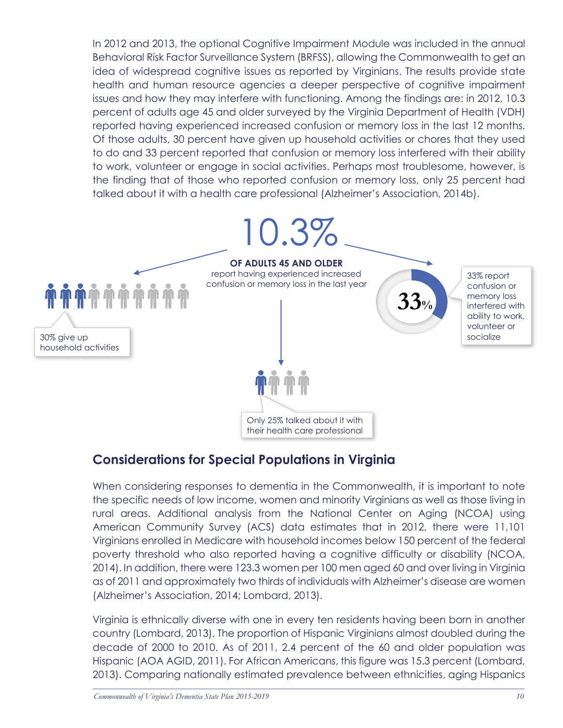In 2012 and 2013, the optional Cognitive Impairment Module was included in the annual Behavioral Risk Factor Surveillance System (BRFSS), allowing the Commonwealth to get an idea of widespread cognitive issues as reported by Virginians. The results provide state health and human resource agencies a deeper perspective of cognitive impairment issues and how they may interfere with functioning. Among the findings are: in 2012, 10.3 percent of adults age 45 and older surveyed by the Virginia Department of Health (VDH) reported having experienced increased confusion or memory loss in the last 12 months. Of those adults, 30 percent have given up household activities or chores that they used to do and 33 percent reported that confusion or memory loss interfered with their ability to work, volunteer or engage in social activities. Perhaps most troublesome, however, is the finding that of those who reported confusion or memory loss, only 25 percent had talked about it with a health care professional (Alzheimer's Association, 2014b).

10.3%

**OF ADULTS 45 AND OLDER**
report having experienced increased confusion or memory loss in the last year

30% give up household activities

33%

33% report confusion or memory loss interfered with ability to work, volunteer or socialize

Only 25% talked about it with their health care professional

## Considerations for Special Populations in Virginia

When considering responses to dementia in the Commonwealth, it is important to note the specific needs of low income, women and minority Virginians as well as those living in rural areas. Additional analysis from the National Center on Aging (NCOA) using American Community Survey (ACS) data estimates that in 2012, there were 11,101 Virginians enrolled in Medicare with household incomes below 150 percent of the federal poverty threshold who also reported having a cognitive difficulty or disability (NCOA, 2014). In addition, there were 123.3 women per 100 men aged 60 and over living in Virginia as of 2011 and approximately two thirds of individuals with Alzheimer's disease are women (Alzheimer's Association, 2014; Lombard, 2013).

Virginia is ethnically diverse with one in every ten residents having been born in another country (Lombard, 2013). The proportion of Hispanic Virginians almost doubled during the decade of 2000 to 2010. As of 2011, 2.4 percent of the 60 and older population was Hispanic (AOA AGID, 2011). For African Americans, this figure was 15.3 percent (Lombard, 2013). Comparing nationally estimated prevalence between ethnicities, aging Hispanics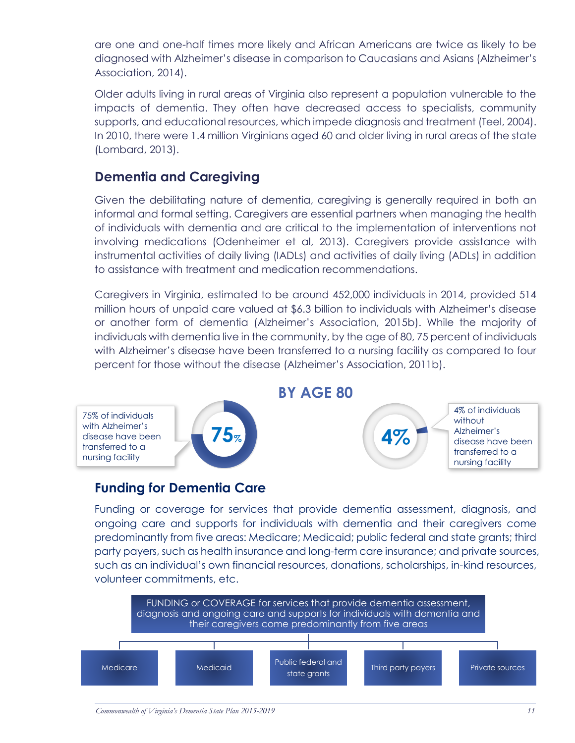are one and one-half times more likely and African Americans are twice as likely to be diagnosed with Alzheimer's disease in comparison to Caucasians and Asians (Alzheimer's Association, 2014).

Older adults living in rural areas of Virginia also represent a population vulnerable to the impacts of dementia. They often have decreased access to specialists, community supports, and educational resources, which impede diagnosis and treatment (Teel, 2004). In 2010, there were 1.4 million Virginians aged 60 and older living in rural areas of the state (Lombard, 2013).

## Dementia and Caregiving

Given the debilitating nature of dementia, caregiving is generally required in both an informal and formal setting. Caregivers are essential partners when managing the health of individuals with dementia and are critical to the implementation of interventions not involving medications (Odenheimer et al, 2013). Caregivers provide assistance with instrumental activities of daily living (IADLs) and activities of daily living (ADLs) in addition to assistance with treatment and medication recommendations.

Caregivers in Virginia, estimated to be around 452,000 individuals in 2014, provided 514 million hours of unpaid care valued at $6.3 billion to individuals with Alzheimer's disease or another form of dementia (Alzheimer's Association, 2015b). While the majority of individuals with dementia live in the community, by the age of 80, 75 percent of individuals with Alzheimer's disease have been transferred to a nursing facility as compared to four percent for those without the disease (Alzheimer's Association, 2011b).

**BY AGE 80**

75% of individuals with Alzheimer's disease have been transferred to a nursing facility — **75%**

4% of individuals without Alzheimer's disease have been transferred to a nursing facility — **4%**

## Funding for Dementia Care

Funding or coverage for services that provide dementia assessment, diagnosis, and ongoing care and supports for individuals with dementia and their caregivers come predominantly from five areas: Medicare; Medicaid; public federal and state grants; third party payers, such as health insurance and long-term care insurance; and private sources, such as an individual's own financial resources, donations, scholarships, in-kind resources, volunteer commitments, etc.

FUNDING or COVERAGE for services that provide dementia assessment, diagnosis and ongoing care and supports for individuals with dementia and their caregivers come predominantly from five areas

- Medicare
- Medicaid
- Public federal and state grants
- Third party payers
- Private sources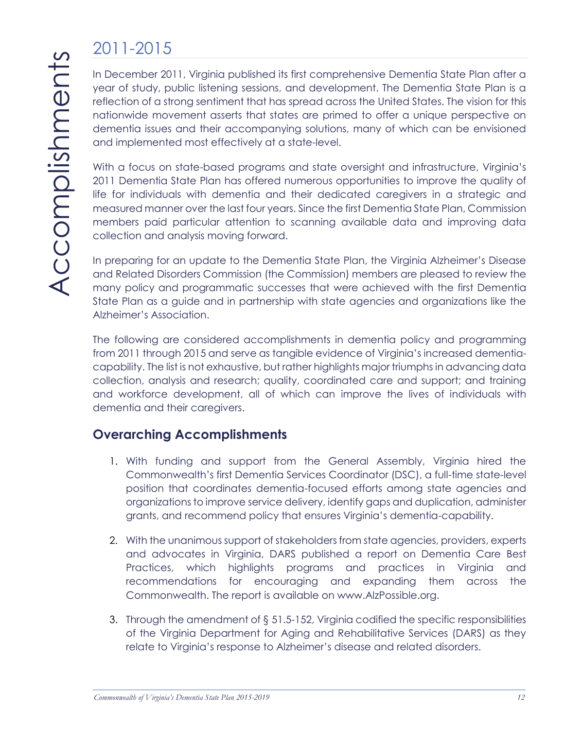# Accomplishments

## 2011-2015

In December 2011, Virginia published its first comprehensive Dementia State Plan after a year of study, public listening sessions, and development. The Dementia State Plan is a reflection of a strong sentiment that has spread across the United States. The vision for this nationwide movement asserts that states are primed to offer a unique perspective on dementia issues and their accompanying solutions, many of which can be envisioned and implemented most effectively at a state-level.

With a focus on state-based programs and state oversight and infrastructure, Virginia's 2011 Dementia State Plan has offered numerous opportunities to improve the quality of life for individuals with dementia and their dedicated caregivers in a strategic and measured manner over the last four years. Since the first Dementia State Plan, Commission members paid particular attention to scanning available data and improving data collection and analysis moving forward.

In preparing for an update to the Dementia State Plan, the Virginia Alzheimer's Disease and Related Disorders Commission (the Commission) members are pleased to review the many policy and programmatic successes that were achieved with the first Dementia State Plan as a guide and in partnership with state agencies and organizations like the Alzheimer's Association.

The following are considered accomplishments in dementia policy and programming from 2011 through 2015 and serve as tangible evidence of Virginia's increased dementia-capability. The list is not exhaustive, but rather highlights major triumphs in advancing data collection, analysis and research; quality, coordinated care and support; and training and workforce development, all of which can improve the lives of individuals with dementia and their caregivers.

### Overarching Accomplishments

1. With funding and support from the General Assembly, Virginia hired the Commonwealth's first Dementia Services Coordinator (DSC), a full-time state-level position that coordinates dementia-focused efforts among state agencies and organizations to improve service delivery, identify gaps and duplication, administer grants, and recommend policy that ensures Virginia's dementia-capability.
2. With the unanimous support of stakeholders from state agencies, providers, experts and advocates in Virginia, DARS published a report on Dementia Care Best Practices, which highlights programs and practices in Virginia and recommendations for encouraging and expanding them across the Commonwealth. The report is available on www.AlzPossible.org.
3. Through the amendment of § 51.5-152, Virginia codified the specific responsibilities of the Virginia Department for Aging and Rehabilitative Services (DARS) as they relate to Virginia's response to Alzheimer's disease and related disorders.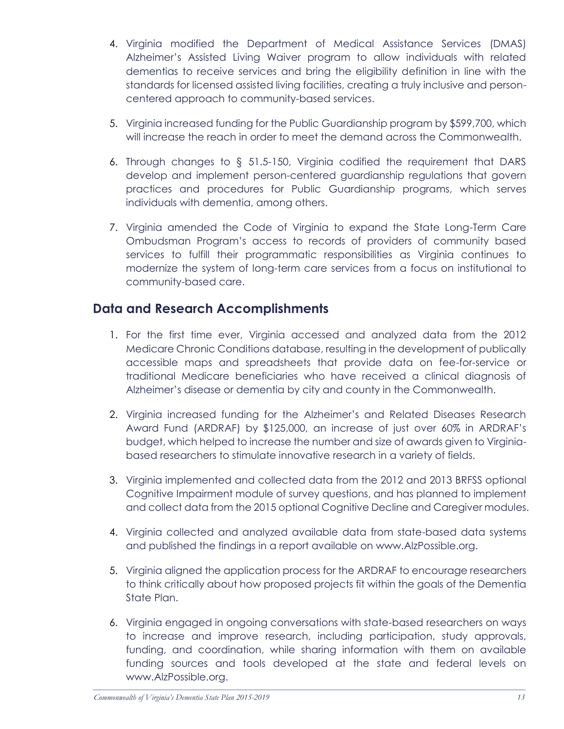4. Virginia modified the Department of Medical Assistance Services (DMAS) Alzheimer's Assisted Living Waiver program to allow individuals with related dementias to receive services and bring the eligibility definition in line with the standards for licensed assisted living facilities, creating a truly inclusive and person-centered approach to community-based services.

5. Virginia increased funding for the Public Guardianship program by $599,700, which will increase the reach in order to meet the demand across the Commonwealth.

6. Through changes to § 51.5-150, Virginia codified the requirement that DARS develop and implement person-centered guardianship regulations that govern practices and procedures for Public Guardianship programs, which serves individuals with dementia, among others.

7. Virginia amended the Code of Virginia to expand the State Long-Term Care Ombudsman Program's access to records of providers of community based services to fulfill their programmatic responsibilities as Virginia continues to modernize the system of long-term care services from a focus on institutional to community-based care.

## Data and Research Accomplishments

1. For the first time ever, Virginia accessed and analyzed data from the 2012 Medicare Chronic Conditions database, resulting in the development of publically accessible maps and spreadsheets that provide data on fee-for-service or traditional Medicare beneficiaries who have received a clinical diagnosis of Alzheimer's disease or dementia by city and county in the Commonwealth.

2. Virginia increased funding for the Alzheimer's and Related Diseases Research Award Fund (ARDRAF) by $125,000, an increase of just over 60% in ARDRAF's budget, which helped to increase the number and size of awards given to Virginia-based researchers to stimulate innovative research in a variety of fields.

3. Virginia implemented and collected data from the 2012 and 2013 BRFSS optional Cognitive Impairment module of survey questions, and has planned to implement and collect data from the 2015 optional Cognitive Decline and Caregiver modules.

4. Virginia collected and analyzed available data from state-based data systems and published the findings in a report available on www.AlzPossible.org.

5. Virginia aligned the application process for the ARDRAF to encourage researchers to think critically about how proposed projects fit within the goals of the Dementia State Plan.

6. Virginia engaged in ongoing conversations with state-based researchers on ways to increase and improve research, including participation, study approvals, funding, and coordination, while sharing information with them on available funding sources and tools developed at the state and federal levels on www.AlzPossible.org.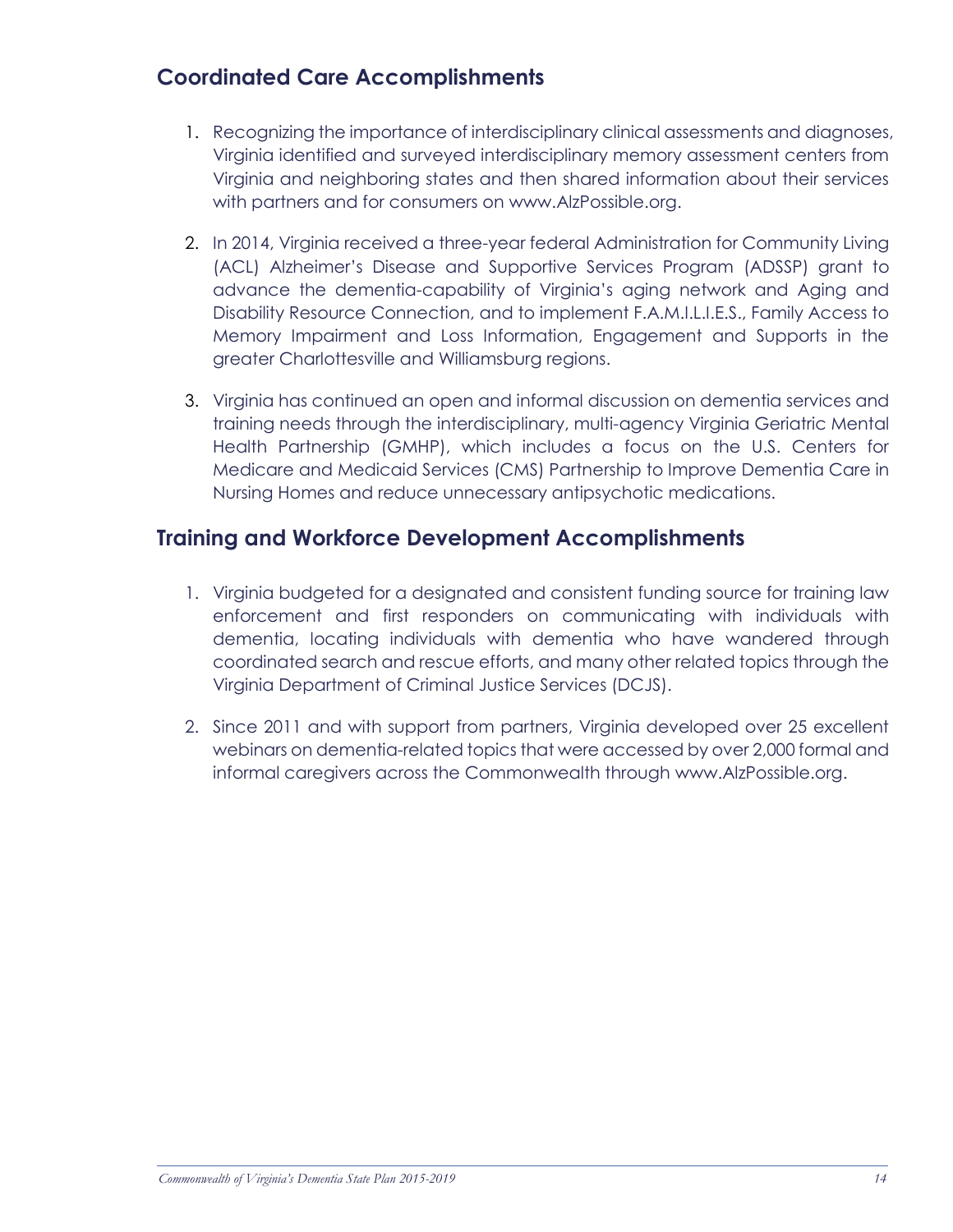## Coordinated Care Accomplishments

1. Recognizing the importance of interdisciplinary clinical assessments and diagnoses, Virginia identified and surveyed interdisciplinary memory assessment centers from Virginia and neighboring states and then shared information about their services with partners and for consumers on www.AlzPossible.org.

2. In 2014, Virginia received a three-year federal Administration for Community Living (ACL) Alzheimer's Disease and Supportive Services Program (ADSSP) grant to advance the dementia-capability of Virginia's aging network and Aging and Disability Resource Connection, and to implement F.A.M.I.L.I.E.S., Family Access to Memory Impairment and Loss Information, Engagement and Supports in the greater Charlottesville and Williamsburg regions.

3. Virginia has continued an open and informal discussion on dementia services and training needs through the interdisciplinary, multi-agency Virginia Geriatric Mental Health Partnership (GMHP), which includes a focus on the U.S. Centers for Medicare and Medicaid Services (CMS) Partnership to Improve Dementia Care in Nursing Homes and reduce unnecessary antipsychotic medications.

## Training and Workforce Development Accomplishments

1. Virginia budgeted for a designated and consistent funding source for training law enforcement and first responders on communicating with individuals with dementia, locating individuals with dementia who have wandered through coordinated search and rescue efforts, and many other related topics through the Virginia Department of Criminal Justice Services (DCJS).

2. Since 2011 and with support from partners, Virginia developed over 25 excellent webinars on dementia-related topics that were accessed by over 2,000 formal and informal caregivers across the Commonwealth through www.AlzPossible.org.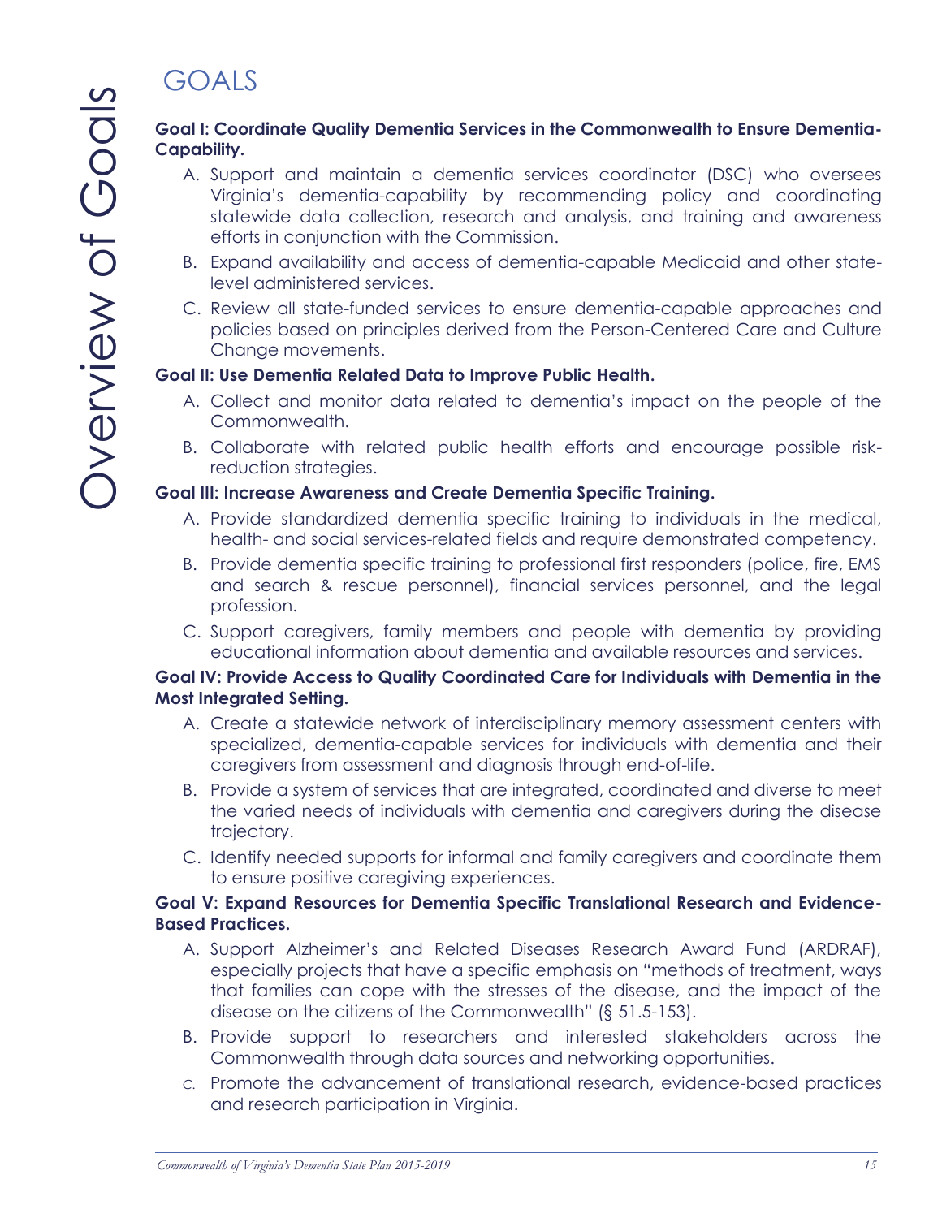# GOALS

**Goal I: Coordinate Quality Dementia Services in the Commonwealth to Ensure Dementia-Capability.**

A. Support and maintain a dementia services coordinator (DSC) who oversees Virginia's dementia-capability by recommending policy and coordinating statewide data collection, research and analysis, and training and awareness efforts in conjunction with the Commission.

B. Expand availability and access of dementia-capable Medicaid and other state-level administered services.

C. Review all state-funded services to ensure dementia-capable approaches and policies based on principles derived from the Person-Centered Care and Culture Change movements.

**Goal II: Use Dementia Related Data to Improve Public Health.**

A. Collect and monitor data related to dementia's impact on the people of the Commonwealth.

B. Collaborate with related public health efforts and encourage possible risk-reduction strategies.

**Goal III: Increase Awareness and Create Dementia Specific Training.**

A. Provide standardized dementia specific training to individuals in the medical, health- and social services-related fields and require demonstrated competency.

B. Provide dementia specific training to professional first responders (police, fire, EMS and search & rescue personnel), financial services personnel, and the legal profession.

C. Support caregivers, family members and people with dementia by providing educational information about dementia and available resources and services.

**Goal IV: Provide Access to Quality Coordinated Care for Individuals with Dementia in the Most Integrated Setting.**

A. Create a statewide network of interdisciplinary memory assessment centers with specialized, dementia-capable services for individuals with dementia and their caregivers from assessment and diagnosis through end-of-life.

B. Provide a system of services that are integrated, coordinated and diverse to meet the varied needs of individuals with dementia and caregivers during the disease trajectory.

C. Identify needed supports for informal and family caregivers and coordinate them to ensure positive caregiving experiences.

**Goal V: Expand Resources for Dementia Specific Translational Research and Evidence-Based Practices.**

A. Support Alzheimer's and Related Diseases Research Award Fund (ARDRAF), especially projects that have a specific emphasis on "methods of treatment, ways that families can cope with the stresses of the disease, and the impact of the disease on the citizens of the Commonwealth" (§ 51.5-153).

B. Provide support to researchers and interested stakeholders across the Commonwealth through data sources and networking opportunities.

C. Promote the advancement of translational research, evidence-based practices and research participation in Virginia.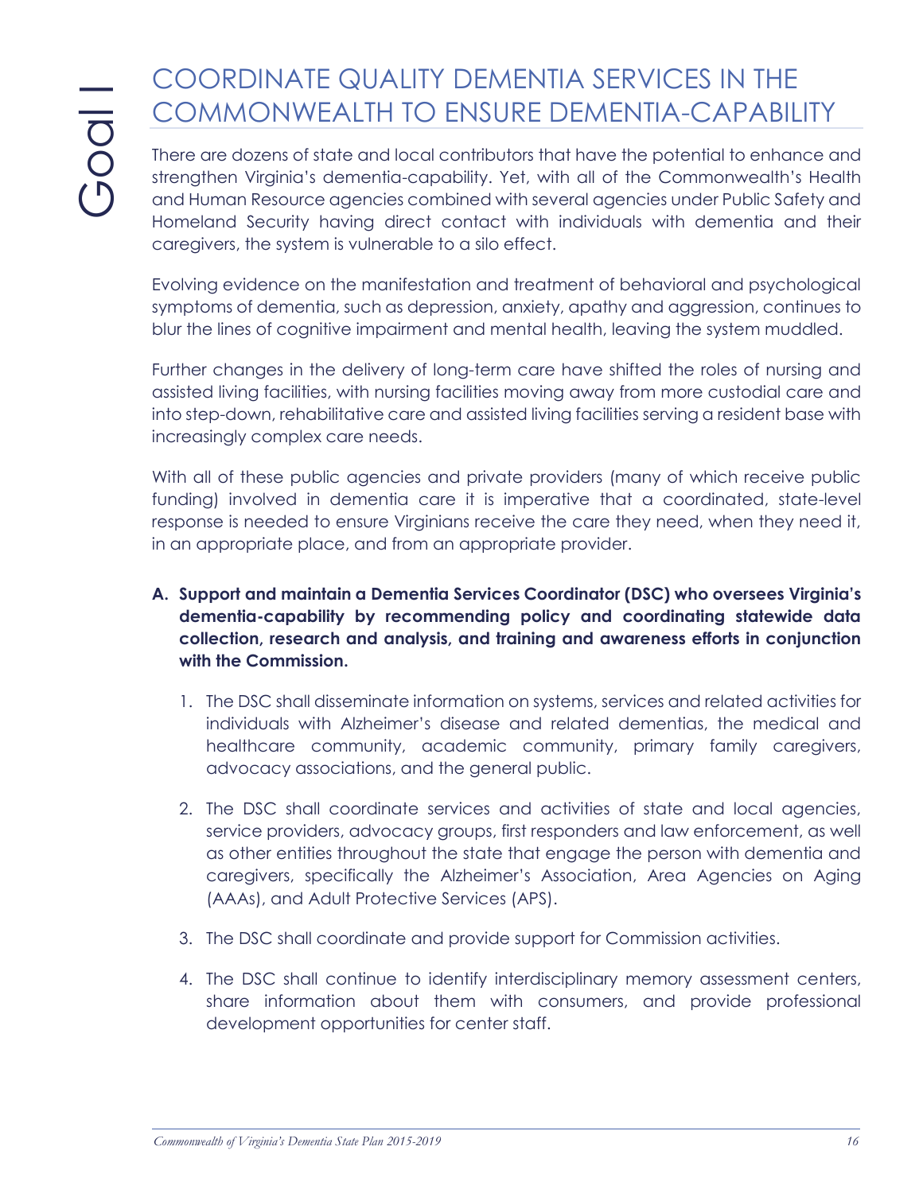Goal I

# COORDINATE QUALITY DEMENTIA SERVICES IN THE COMMONWEALTH TO ENSURE DEMENTIA-CAPABILITY

There are dozens of state and local contributors that have the potential to enhance and strengthen Virginia's dementia-capability. Yet, with all of the Commonwealth's Health and Human Resource agencies combined with several agencies under Public Safety and Homeland Security having direct contact with individuals with dementia and their caregivers, the system is vulnerable to a silo effect.

Evolving evidence on the manifestation and treatment of behavioral and psychological symptoms of dementia, such as depression, anxiety, apathy and aggression, continues to blur the lines of cognitive impairment and mental health, leaving the system muddled.

Further changes in the delivery of long-term care have shifted the roles of nursing and assisted living facilities, with nursing facilities moving away from more custodial care and into step-down, rehabilitative care and assisted living facilities serving a resident base with increasingly complex care needs.

With all of these public agencies and private providers (many of which receive public funding) involved in dementia care it is imperative that a coordinated, state-level response is needed to ensure Virginians receive the care they need, when they need it, in an appropriate place, and from an appropriate provider.

**A. Support and maintain a Dementia Services Coordinator (DSC) who oversees Virginia's dementia-capability by recommending policy and coordinating statewide data collection, research and analysis, and training and awareness efforts in conjunction with the Commission.**

1. The DSC shall disseminate information on systems, services and related activities for individuals with Alzheimer's disease and related dementias, the medical and healthcare community, academic community, primary family caregivers, advocacy associations, and the general public.

2. The DSC shall coordinate services and activities of state and local agencies, service providers, advocacy groups, first responders and law enforcement, as well as other entities throughout the state that engage the person with dementia and caregivers, specifically the Alzheimer's Association, Area Agencies on Aging (AAAs), and Adult Protective Services (APS).

3. The DSC shall coordinate and provide support for Commission activities.

4. The DSC shall continue to identify interdisciplinary memory assessment centers, share information about them with consumers, and provide professional development opportunities for center staff.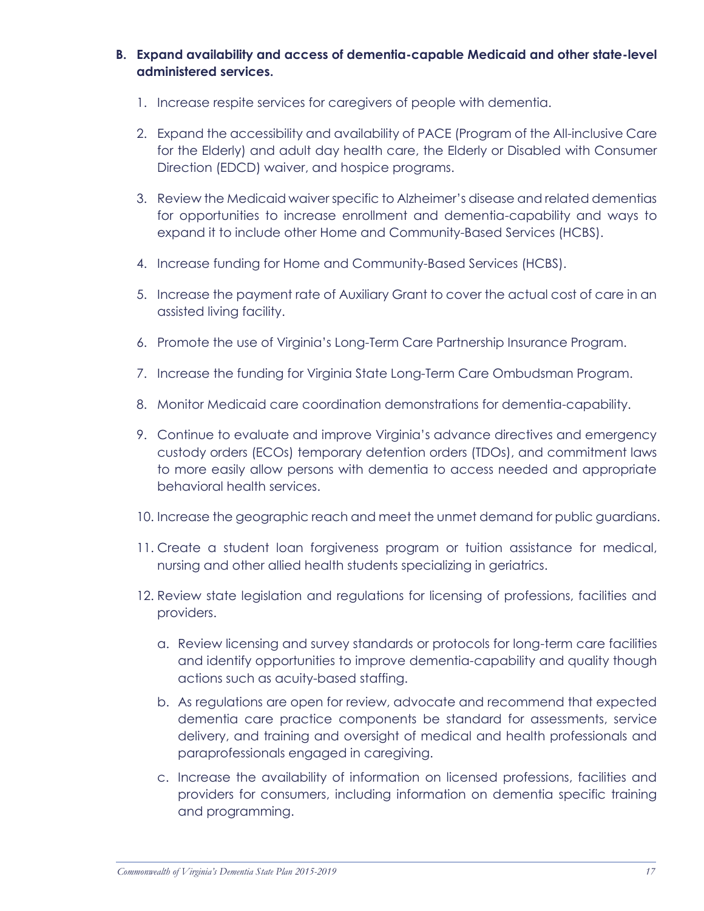**B. Expand availability and access of dementia-capable Medicaid and other state-level administered services.**

1. Increase respite services for caregivers of people with dementia.
2. Expand the accessibility and availability of PACE (Program of the All-inclusive Care for the Elderly) and adult day health care, the Elderly or Disabled with Consumer Direction (EDCD) waiver, and hospice programs.
3. Review the Medicaid waiver specific to Alzheimer's disease and related dementias for opportunities to increase enrollment and dementia-capability and ways to expand it to include other Home and Community-Based Services (HCBS).
4. Increase funding for Home and Community-Based Services (HCBS).
5. Increase the payment rate of Auxiliary Grant to cover the actual cost of care in an assisted living facility.
6. Promote the use of Virginia's Long-Term Care Partnership Insurance Program.
7. Increase the funding for Virginia State Long-Term Care Ombudsman Program.
8. Monitor Medicaid care coordination demonstrations for dementia-capability.
9. Continue to evaluate and improve Virginia's advance directives and emergency custody orders (ECOs) temporary detention orders (TDOs), and commitment laws to more easily allow persons with dementia to access needed and appropriate behavioral health services.
10. Increase the geographic reach and meet the unmet demand for public guardians.
11. Create a student loan forgiveness program or tuition assistance for medical, nursing and other allied health students specializing in geriatrics.
12. Review state legislation and regulations for licensing of professions, facilities and providers.
    a. Review licensing and survey standards or protocols for long-term care facilities and identify opportunities to improve dementia-capability and quality though actions such as acuity-based staffing.
    b. As regulations are open for review, advocate and recommend that expected dementia care practice components be standard for assessments, service delivery, and training and oversight of medical and health professionals and paraprofessionals engaged in caregiving.
    c. Increase the availability of information on licensed professions, facilities and providers for consumers, including information on dementia specific training and programming.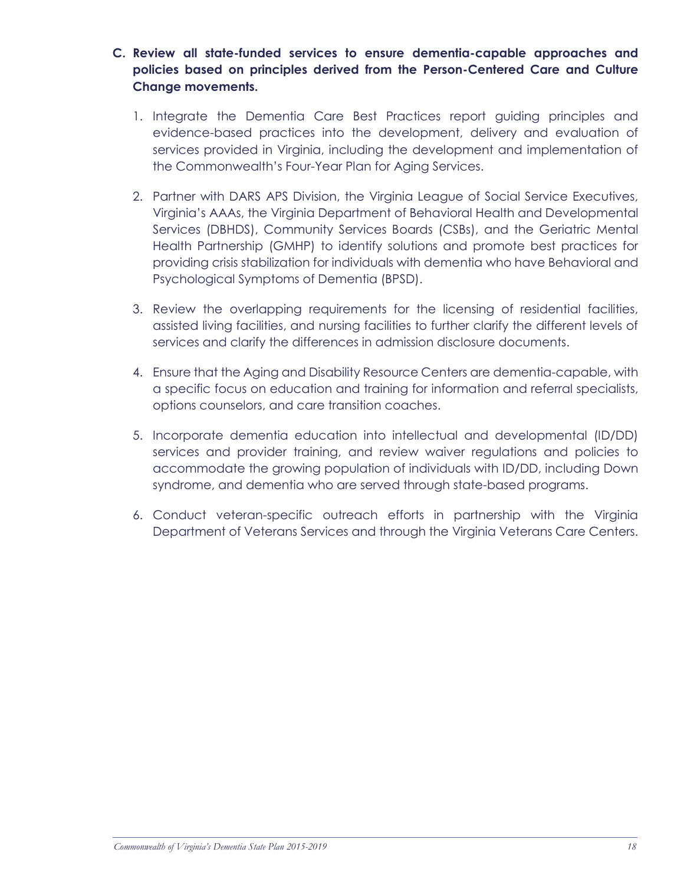**C. Review all state-funded services to ensure dementia-capable approaches and policies based on principles derived from the Person-Centered Care and Culture Change movements.**

1. Integrate the Dementia Care Best Practices report guiding principles and evidence-based practices into the development, delivery and evaluation of services provided in Virginia, including the development and implementation of the Commonwealth's Four-Year Plan for Aging Services.

2. Partner with DARS APS Division, the Virginia League of Social Service Executives, Virginia's AAAs, the Virginia Department of Behavioral Health and Developmental Services (DBHDS), Community Services Boards (CSBs), and the Geriatric Mental Health Partnership (GMHP) to identify solutions and promote best practices for providing crisis stabilization for individuals with dementia who have Behavioral and Psychological Symptoms of Dementia (BPSD).

3. Review the overlapping requirements for the licensing of residential facilities, assisted living facilities, and nursing facilities to further clarify the different levels of services and clarify the differences in admission disclosure documents.

4. Ensure that the Aging and Disability Resource Centers are dementia-capable, with a specific focus on education and training for information and referral specialists, options counselors, and care transition coaches.

5. Incorporate dementia education into intellectual and developmental (ID/DD) services and provider training, and review waiver regulations and policies to accommodate the growing population of individuals with ID/DD, including Down syndrome, and dementia who are served through state-based programs.

6. Conduct veteran-specific outreach efforts in partnership with the Virginia Department of Veterans Services and through the Virginia Veterans Care Centers.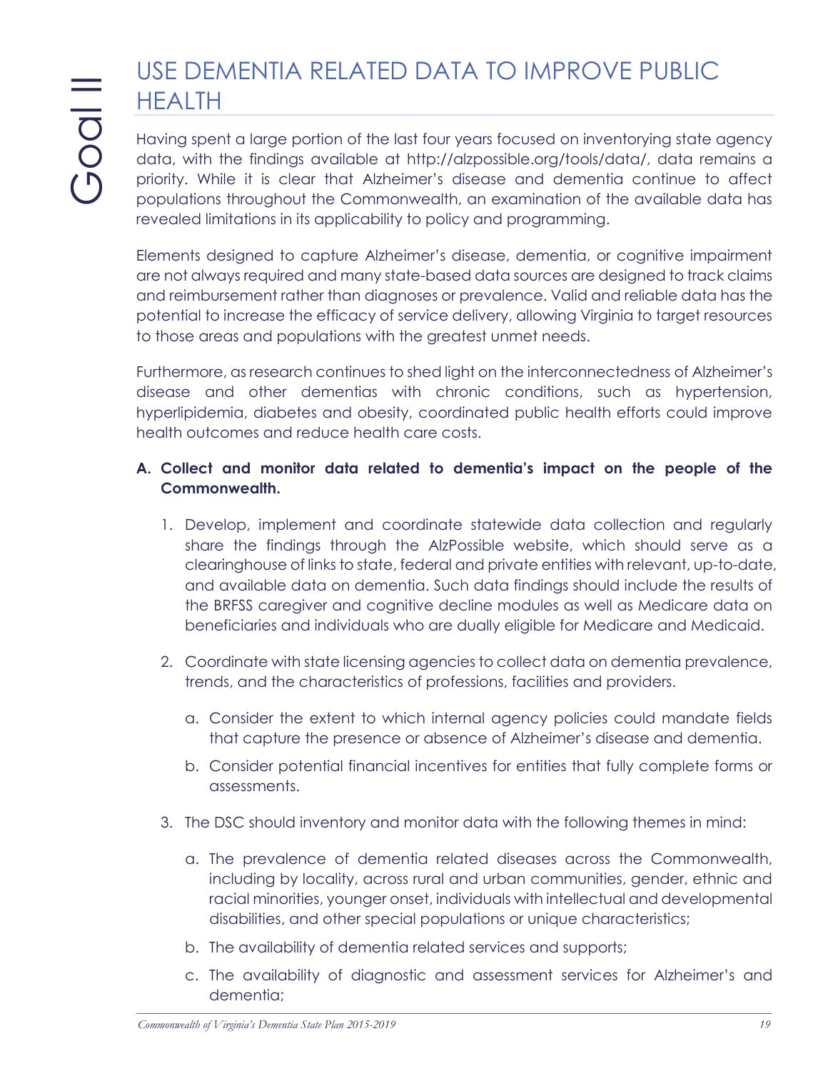Goal II

# USE DEMENTIA RELATED DATA TO IMPROVE PUBLIC HEALTH

Having spent a large portion of the last four years focused on inventorying state agency data, with the findings available at http://alzpossible.org/tools/data/, data remains a priority. While it is clear that Alzheimer's disease and dementia continue to affect populations throughout the Commonwealth, an examination of the available data has revealed limitations in its applicability to policy and programming.

Elements designed to capture Alzheimer's disease, dementia, or cognitive impairment are not always required and many state-based data sources are designed to track claims and reimbursement rather than diagnoses or prevalence. Valid and reliable data has the potential to increase the efficacy of service delivery, allowing Virginia to target resources to those areas and populations with the greatest unmet needs.

Furthermore, as research continues to shed light on the interconnectedness of Alzheimer's disease and other dementias with chronic conditions, such as hypertension, hyperlipidemia, diabetes and obesity, coordinated public health efforts could improve health outcomes and reduce health care costs.

**A. Collect and monitor data related to dementia's impact on the people of the Commonwealth.**

1. Develop, implement and coordinate statewide data collection and regularly share the findings through the AlzPossible website, which should serve as a clearinghouse of links to state, federal and private entities with relevant, up-to-date, and available data on dementia. Such data findings should include the results of the BRFSS caregiver and cognitive decline modules as well as Medicare data on beneficiaries and individuals who are dually eligible for Medicare and Medicaid.

2. Coordinate with state licensing agencies to collect data on dementia prevalence, trends, and the characteristics of professions, facilities and providers.

   a. Consider the extent to which internal agency policies could mandate fields that capture the presence or absence of Alzheimer's disease and dementia.

   b. Consider potential financial incentives for entities that fully complete forms or assessments.

3. The DSC should inventory and monitor data with the following themes in mind:

   a. The prevalence of dementia related diseases across the Commonwealth, including by locality, across rural and urban communities, gender, ethnic and racial minorities, younger onset, individuals with intellectual and developmental disabilities, and other special populations or unique characteristics;

   b. The availability of dementia related services and supports;

   c. The availability of diagnostic and assessment services for Alzheimer's and dementia;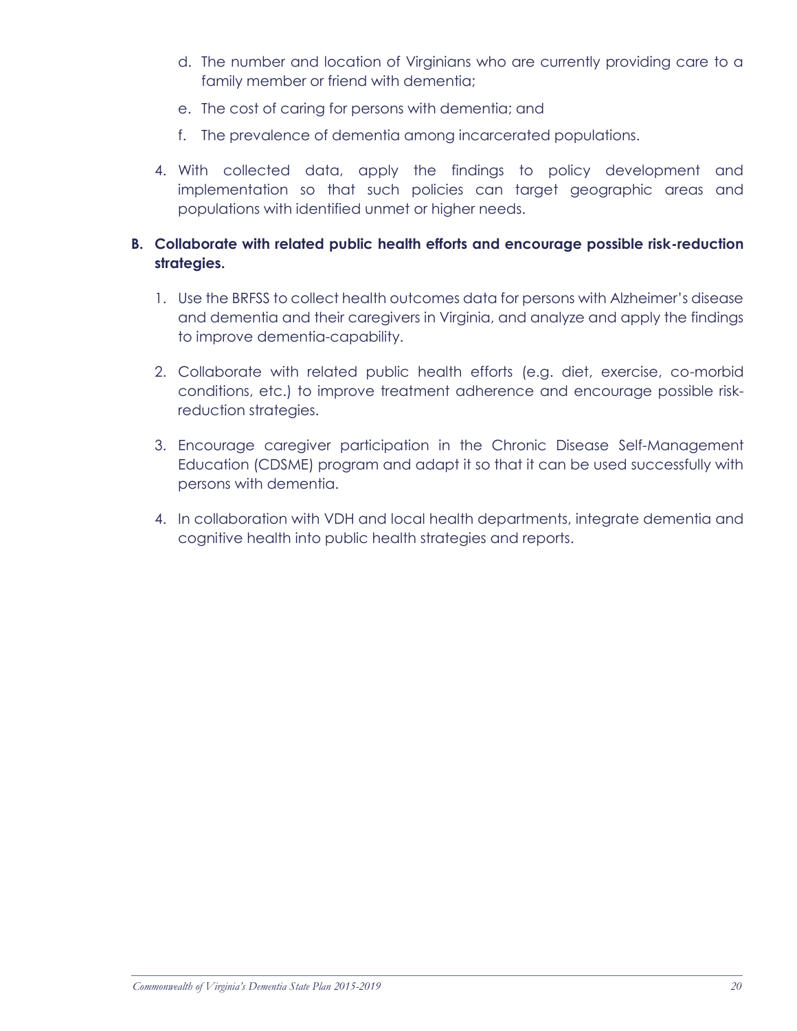d. The number and location of Virginians who are currently providing care to a family member or friend with dementia;

   e. The cost of caring for persons with dementia; and

   f. The prevalence of dementia among incarcerated populations.

4. With collected data, apply the findings to policy development and implementation so that such policies can target geographic areas and populations with identified unmet or higher needs.

**B. Collaborate with related public health efforts and encourage possible risk-reduction strategies.**

1. Use the BRFSS to collect health outcomes data for persons with Alzheimer's disease and dementia and their caregivers in Virginia, and analyze and apply the findings to improve dementia-capability.

2. Collaborate with related public health efforts (e.g. diet, exercise, co-morbid conditions, etc.) to improve treatment adherence and encourage possible risk-reduction strategies.

3. Encourage caregiver participation in the Chronic Disease Self-Management Education (CDSME) program and adapt it so that it can be used successfully with persons with dementia.

4. In collaboration with VDH and local health departments, integrate dementia and cognitive health into public health strategies and reports.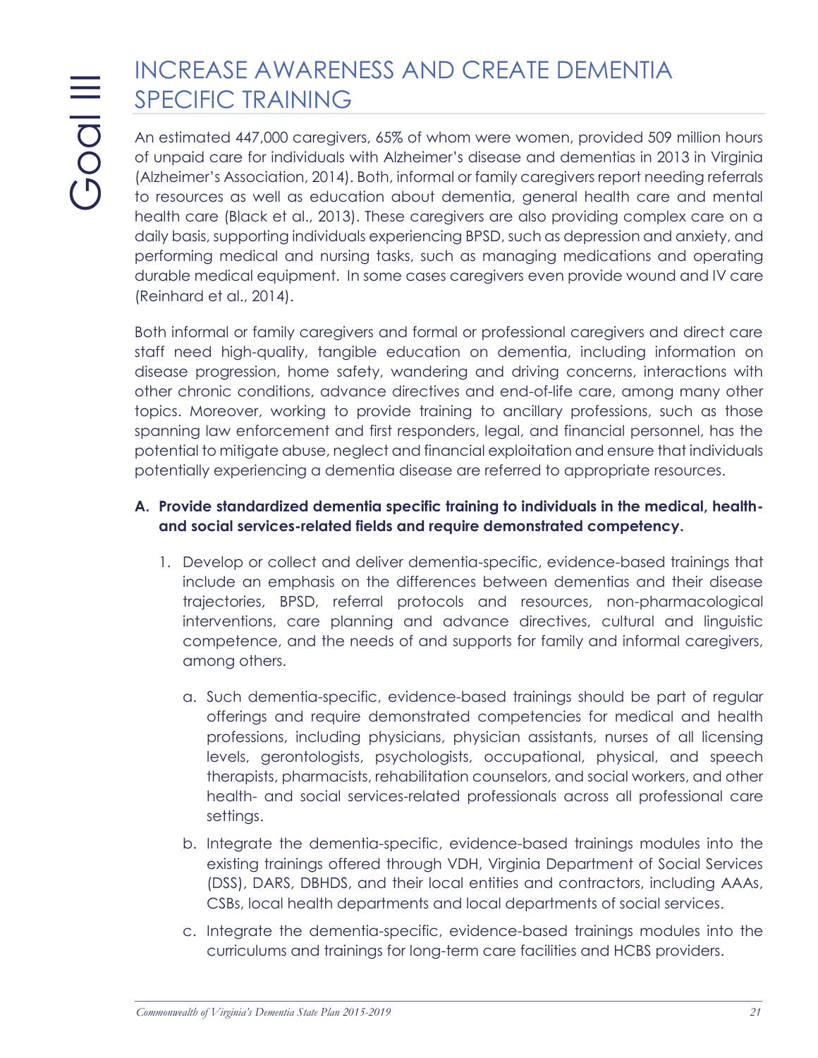# Goal III

## INCREASE AWARENESS AND CREATE DEMENTIA SPECIFIC TRAINING

An estimated 447,000 caregivers, 65% of whom were women, provided 509 million hours of unpaid care for individuals with Alzheimer's disease and dementias in 2013 in Virginia (Alzheimer's Association, 2014). Both, informal or family caregivers report needing referrals to resources as well as education about dementia, general health care and mental health care (Black et al., 2013). These caregivers are also providing complex care on a daily basis, supporting individuals experiencing BPSD, such as depression and anxiety, and performing medical and nursing tasks, such as managing medications and operating durable medical equipment. In some cases caregivers even provide wound and IV care (Reinhard et al., 2014).

Both informal or family caregivers and formal or professional caregivers and direct care staff need high-quality, tangible education on dementia, including information on disease progression, home safety, wandering and driving concerns, interactions with other chronic conditions, advance directives and end-of-life care, among many other topics. Moreover, working to provide training to ancillary professions, such as those spanning law enforcement and first responders, legal, and financial personnel, has the potential to mitigate abuse, neglect and financial exploitation and ensure that individuals potentially experiencing a dementia disease are referred to appropriate resources.

**A. Provide standardized dementia specific training to individuals in the medical, health- and social services-related fields and require demonstrated competency.**

1. Develop or collect and deliver dementia-specific, evidence-based trainings that include an emphasis on the differences between dementias and their disease trajectories, BPSD, referral protocols and resources, non-pharmacological interventions, care planning and advance directives, cultural and linguistic competence, and the needs of and supports for family and informal caregivers, among others.

   a. Such dementia-specific, evidence-based trainings should be part of regular offerings and require demonstrated competencies for medical and health professions, including physicians, physician assistants, nurses of all licensing levels, gerontologists, psychologists, occupational, physical, and speech therapists, pharmacists, rehabilitation counselors, and social workers, and other health- and social services-related professionals across all professional care settings.

   b. Integrate the dementia-specific, evidence-based trainings modules into the existing trainings offered through VDH, Virginia Department of Social Services (DSS), DARS, DBHDS, and their local entities and contractors, including AAAs, CSBs, local health departments and local departments of social services.

   c. Integrate the dementia-specific, evidence-based trainings modules into the curriculums and trainings for long-term care facilities and HCBS providers.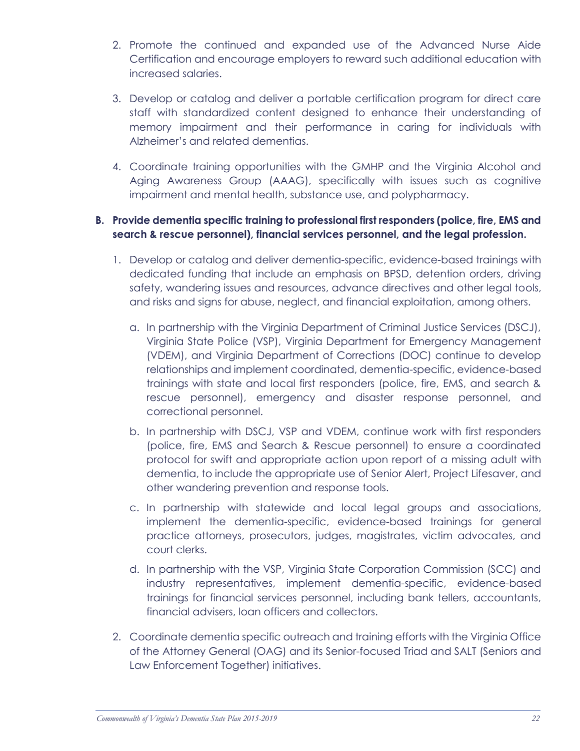2. Promote the continued and expanded use of the Advanced Nurse Aide Certification and encourage employers to reward such additional education with increased salaries.

3. Develop or catalog and deliver a portable certification program for direct care staff with standardized content designed to enhance their understanding of memory impairment and their performance in caring for individuals with Alzheimer's and related dementias.

4. Coordinate training opportunities with the GMHP and the Virginia Alcohol and Aging Awareness Group (AAAG), specifically with issues such as cognitive impairment and mental health, substance use, and polypharmacy.

**B. Provide dementia specific training to professional first responders (police, fire, EMS and search & rescue personnel), financial services personnel, and the legal profession.**

1. Develop or catalog and deliver dementia-specific, evidence-based trainings with dedicated funding that include an emphasis on BPSD, detention orders, driving safety, wandering issues and resources, advance directives and other legal tools, and risks and signs for abuse, neglect, and financial exploitation, among others.

   a. In partnership with the Virginia Department of Criminal Justice Services (DSCJ), Virginia State Police (VSP), Virginia Department for Emergency Management (VDEM), and Virginia Department of Corrections (DOC) continue to develop relationships and implement coordinated, dementia-specific, evidence-based trainings with state and local first responders (police, fire, EMS, and search & rescue personnel), emergency and disaster response personnel, and correctional personnel.

   b. In partnership with DSCJ, VSP and VDEM, continue work with first responders (police, fire, EMS and Search & Rescue personnel) to ensure a coordinated protocol for swift and appropriate action upon report of a missing adult with dementia, to include the appropriate use of Senior Alert, Project Lifesaver, and other wandering prevention and response tools.

   c. In partnership with statewide and local legal groups and associations, implement the dementia-specific, evidence-based trainings for general practice attorneys, prosecutors, judges, magistrates, victim advocates, and court clerks.

   d. In partnership with the VSP, Virginia State Corporation Commission (SCC) and industry representatives, implement dementia-specific, evidence-based trainings for financial services personnel, including bank tellers, accountants, financial advisers, loan officers and collectors.

2. Coordinate dementia specific outreach and training efforts with the Virginia Office of the Attorney General (OAG) and its Senior-focused Triad and SALT (Seniors and Law Enforcement Together) initiatives.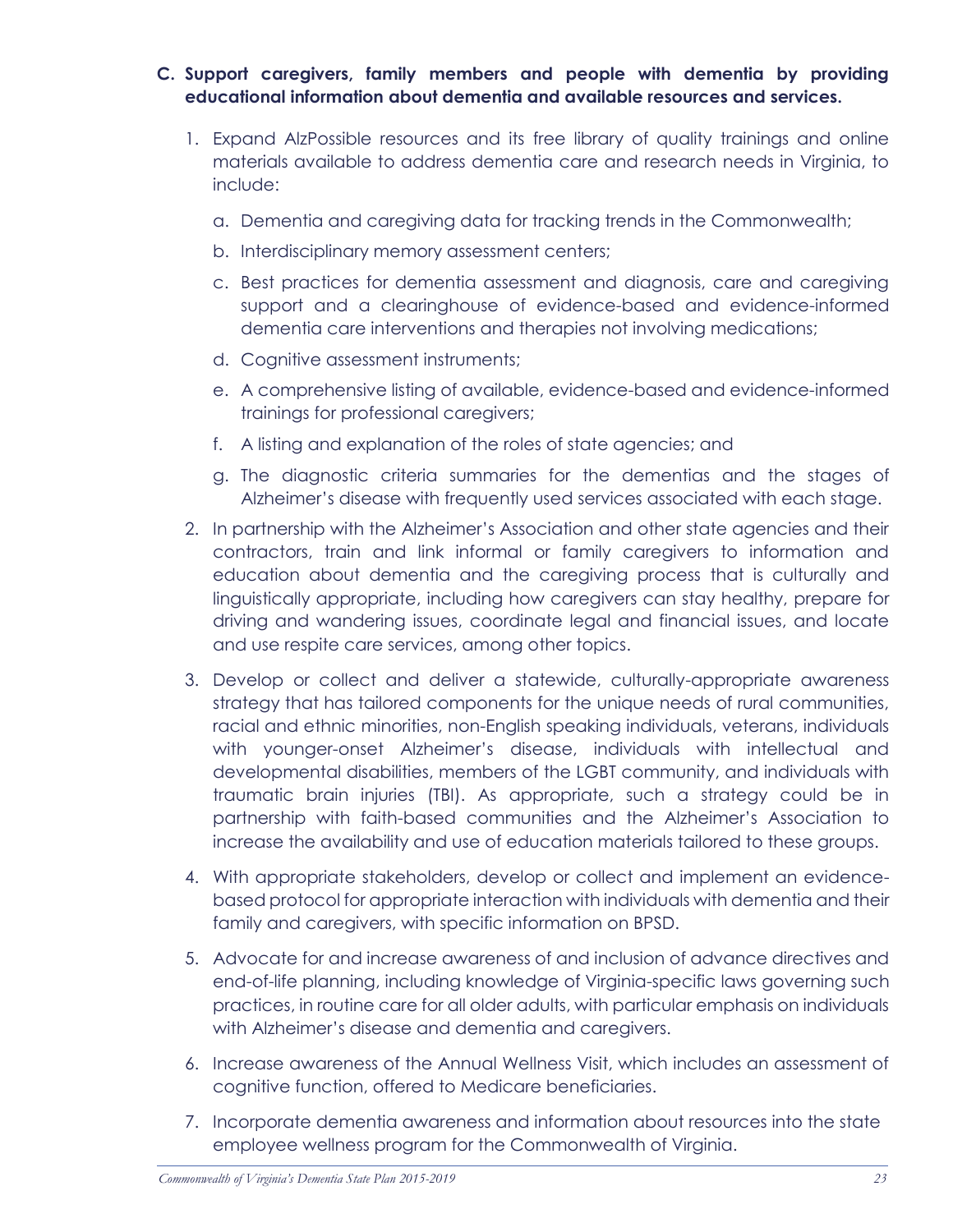**C. Support caregivers, family members and people with dementia by providing educational information about dementia and available resources and services.**

1. Expand AlzPossible resources and its free library of quality trainings and online materials available to address dementia care and research needs in Virginia, to include:

   a. Dementia and caregiving data for tracking trends in the Commonwealth;

   b. Interdisciplinary memory assessment centers;

   c. Best practices for dementia assessment and diagnosis, care and caregiving support and a clearinghouse of evidence-based and evidence-informed dementia care interventions and therapies not involving medications;

   d. Cognitive assessment instruments;

   e. A comprehensive listing of available, evidence-based and evidence-informed trainings for professional caregivers;

   f. A listing and explanation of the roles of state agencies; and

   g. The diagnostic criteria summaries for the dementias and the stages of Alzheimer's disease with frequently used services associated with each stage.

2. In partnership with the Alzheimer's Association and other state agencies and their contractors, train and link informal or family caregivers to information and education about dementia and the caregiving process that is culturally and linguistically appropriate, including how caregivers can stay healthy, prepare for driving and wandering issues, coordinate legal and financial issues, and locate and use respite care services, among other topics.

3. Develop or collect and deliver a statewide, culturally-appropriate awareness strategy that has tailored components for the unique needs of rural communities, racial and ethnic minorities, non-English speaking individuals, veterans, individuals with younger-onset Alzheimer's disease, individuals with intellectual and developmental disabilities, members of the LGBT community, and individuals with traumatic brain injuries (TBI). As appropriate, such a strategy could be in partnership with faith-based communities and the Alzheimer's Association to increase the availability and use of education materials tailored to these groups.

4. With appropriate stakeholders, develop or collect and implement an evidence-based protocol for appropriate interaction with individuals with dementia and their family and caregivers, with specific information on BPSD.

5. Advocate for and increase awareness of and inclusion of advance directives and end-of-life planning, including knowledge of Virginia-specific laws governing such practices, in routine care for all older adults, with particular emphasis on individuals with Alzheimer's disease and dementia and caregivers.

6. Increase awareness of the Annual Wellness Visit, which includes an assessment of cognitive function, offered to Medicare beneficiaries.

7. Incorporate dementia awareness and information about resources into the state employee wellness program for the Commonwealth of Virginia.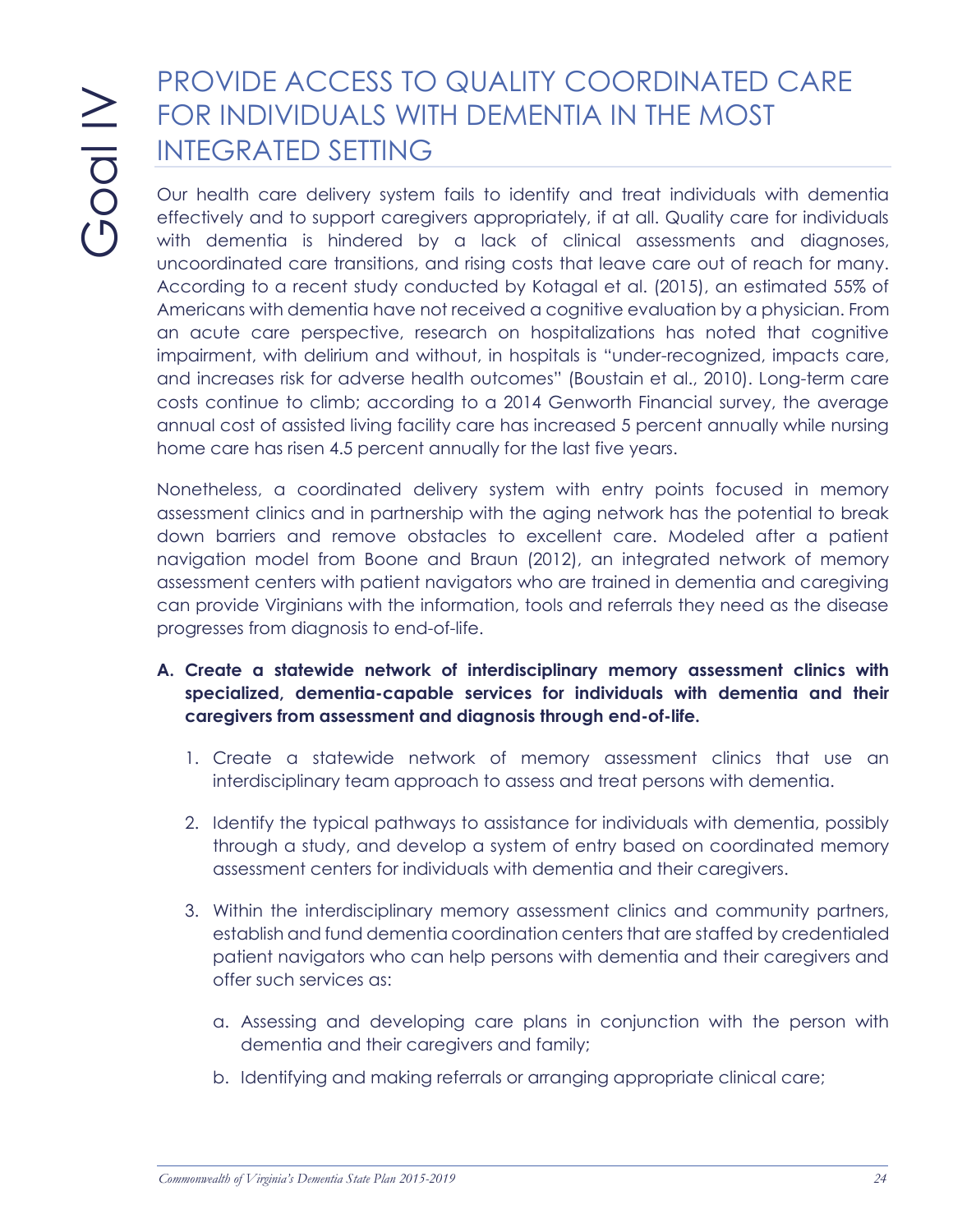# Goal IV

## PROVIDE ACCESS TO QUALITY COORDINATED CARE FOR INDIVIDUALS WITH DEMENTIA IN THE MOST INTEGRATED SETTING

Our health care delivery system fails to identify and treat individuals with dementia effectively and to support caregivers appropriately, if at all. Quality care for individuals with dementia is hindered by a lack of clinical assessments and diagnoses, uncoordinated care transitions, and rising costs that leave care out of reach for many. According to a recent study conducted by Kotagal et al. (2015), an estimated 55% of Americans with dementia have not received a cognitive evaluation by a physician. From an acute care perspective, research on hospitalizations has noted that cognitive impairment, with delirium and without, in hospitals is "under-recognized, impacts care, and increases risk for adverse health outcomes" (Boustain et al., 2010). Long-term care costs continue to climb; according to a 2014 Genworth Financial survey, the average annual cost of assisted living facility care has increased 5 percent annually while nursing home care has risen 4.5 percent annually for the last five years.

Nonetheless, a coordinated delivery system with entry points focused in memory assessment clinics and in partnership with the aging network has the potential to break down barriers and remove obstacles to excellent care. Modeled after a patient navigation model from Boone and Braun (2012), an integrated network of memory assessment centers with patient navigators who are trained in dementia and caregiving can provide Virginians with the information, tools and referrals they need as the disease progresses from diagnosis to end-of-life.

**A. Create a statewide network of interdisciplinary memory assessment clinics with specialized, dementia-capable services for individuals with dementia and their caregivers from assessment and diagnosis through end-of-life.**

1. Create a statewide network of memory assessment clinics that use an interdisciplinary team approach to assess and treat persons with dementia.

2. Identify the typical pathways to assistance for individuals with dementia, possibly through a study, and develop a system of entry based on coordinated memory assessment centers for individuals with dementia and their caregivers.

3. Within the interdisciplinary memory assessment clinics and community partners, establish and fund dementia coordination centers that are staffed by credentialed patient navigators who can help persons with dementia and their caregivers and offer such services as:

   a. Assessing and developing care plans in conjunction with the person with dementia and their caregivers and family;

   b. Identifying and making referrals or arranging appropriate clinical care;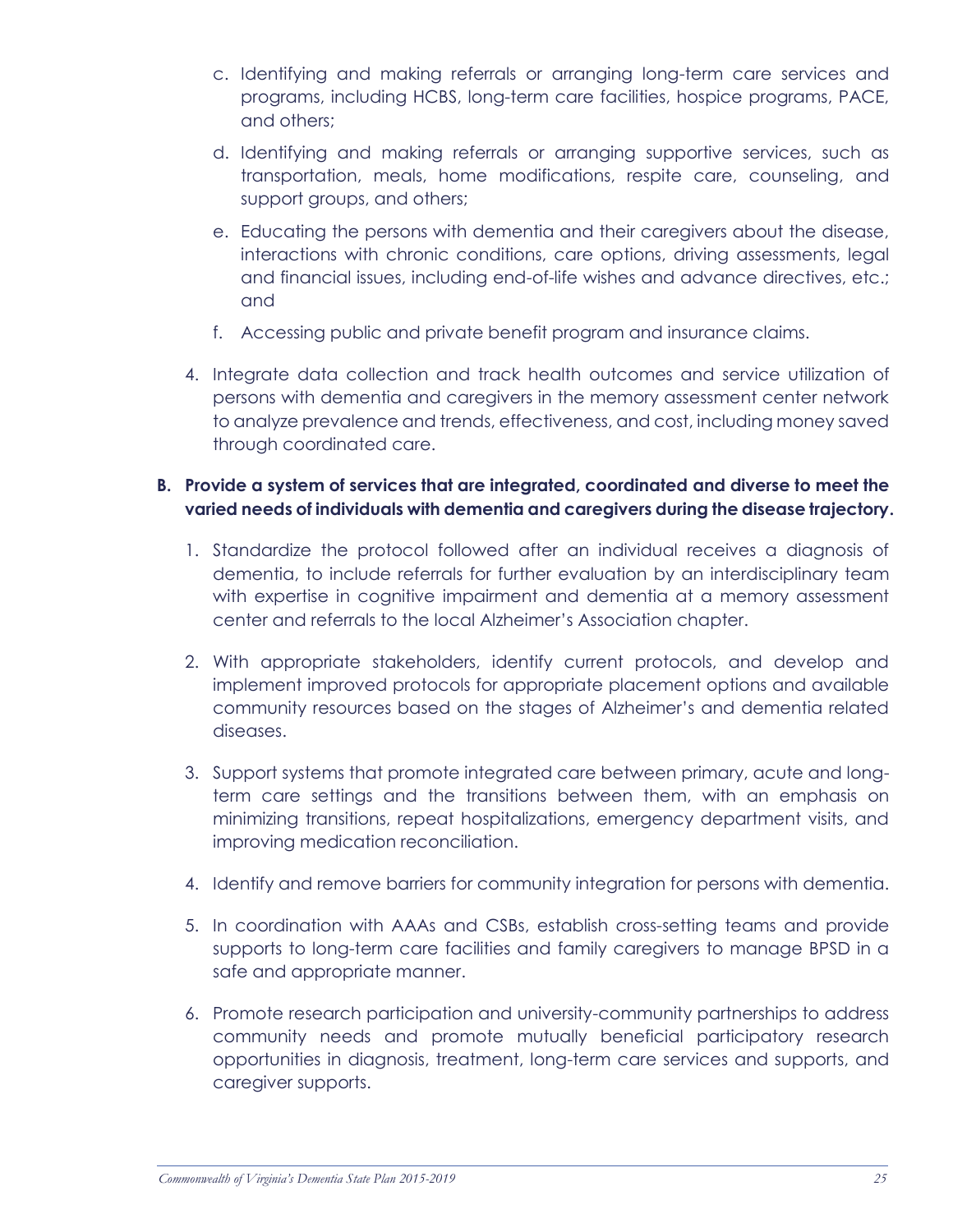c. Identifying and making referrals or arranging long-term care services and programs, including HCBS, long-term care facilities, hospice programs, PACE, and others;

   d. Identifying and making referrals or arranging supportive services, such as transportation, meals, home modifications, respite care, counseling, and support groups, and others;

   e. Educating the persons with dementia and their caregivers about the disease, interactions with chronic conditions, care options, driving assessments, legal and financial issues, including end-of-life wishes and advance directives, etc.; and

   f. Accessing public and private benefit program and insurance claims.

4. Integrate data collection and track health outcomes and service utilization of persons with dementia and caregivers in the memory assessment center network to analyze prevalence and trends, effectiveness, and cost, including money saved through coordinated care.

**B. Provide a system of services that are integrated, coordinated and diverse to meet the varied needs of individuals with dementia and caregivers during the disease trajectory.**

1. Standardize the protocol followed after an individual receives a diagnosis of dementia, to include referrals for further evaluation by an interdisciplinary team with expertise in cognitive impairment and dementia at a memory assessment center and referrals to the local Alzheimer's Association chapter.

2. With appropriate stakeholders, identify current protocols, and develop and implement improved protocols for appropriate placement options and available community resources based on the stages of Alzheimer's and dementia related diseases.

3. Support systems that promote integrated care between primary, acute and long-term care settings and the transitions between them, with an emphasis on minimizing transitions, repeat hospitalizations, emergency department visits, and improving medication reconciliation.

4. Identify and remove barriers for community integration for persons with dementia.

5. In coordination with AAAs and CSBs, establish cross-setting teams and provide supports to long-term care facilities and family caregivers to manage BPSD in a safe and appropriate manner.

6. Promote research participation and university-community partnerships to address community needs and promote mutually beneficial participatory research opportunities in diagnosis, treatment, long-term care services and supports, and caregiver supports.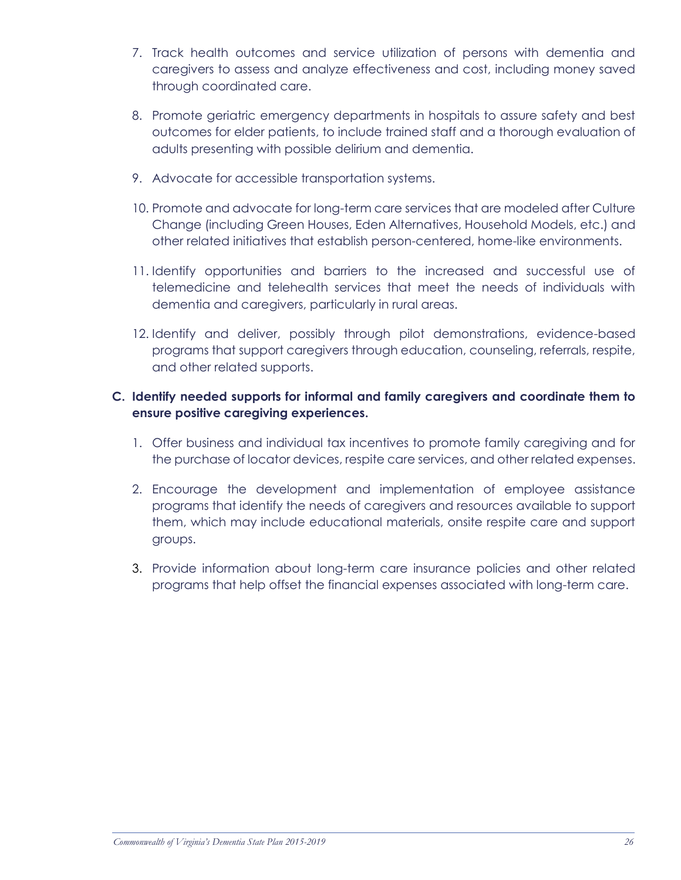7. Track health outcomes and service utilization of persons with dementia and caregivers to assess and analyze effectiveness and cost, including money saved through coordinated care.

8. Promote geriatric emergency departments in hospitals to assure safety and best outcomes for elder patients, to include trained staff and a thorough evaluation of adults presenting with possible delirium and dementia.

9. Advocate for accessible transportation systems.

10. Promote and advocate for long-term care services that are modeled after Culture Change (including Green Houses, Eden Alternatives, Household Models, etc.) and other related initiatives that establish person-centered, home-like environments.

11. Identify opportunities and barriers to the increased and successful use of telemedicine and telehealth services that meet the needs of individuals with dementia and caregivers, particularly in rural areas.

12. Identify and deliver, possibly through pilot demonstrations, evidence-based programs that support caregivers through education, counseling, referrals, respite, and other related supports.

**C. Identify needed supports for informal and family caregivers and coordinate them to ensure positive caregiving experiences.**

1. Offer business and individual tax incentives to promote family caregiving and for the purchase of locator devices, respite care services, and other related expenses.

2. Encourage the development and implementation of employee assistance programs that identify the needs of caregivers and resources available to support them, which may include educational materials, onsite respite care and support groups.

3. Provide information about long-term care insurance policies and other related programs that help offset the financial expenses associated with long-term care.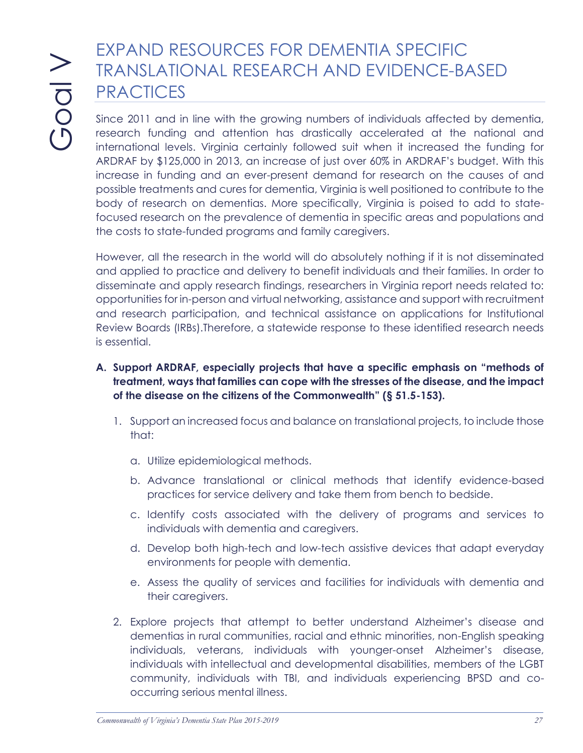# Goal V

## EXPAND RESOURCES FOR DEMENTIA SPECIFIC TRANSLATIONAL RESEARCH AND EVIDENCE-BASED PRACTICES

Since 2011 and in line with the growing numbers of individuals affected by dementia, research funding and attention has drastically accelerated at the national and international levels. Virginia certainly followed suit when it increased the funding for ARDRAF by $125,000 in 2013, an increase of just over 60% in ARDRAF's budget. With this increase in funding and an ever-present demand for research on the causes of and possible treatments and cures for dementia, Virginia is well positioned to contribute to the body of research on dementias. More specifically, Virginia is poised to add to state-focused research on the prevalence of dementia in specific areas and populations and the costs to state-funded programs and family caregivers.

However, all the research in the world will do absolutely nothing if it is not disseminated and applied to practice and delivery to benefit individuals and their families. In order to disseminate and apply research findings, researchers in Virginia report needs related to: opportunities for in-person and virtual networking, assistance and support with recruitment and research participation, and technical assistance on applications for Institutional Review Boards (IRBs).Therefore, a statewide response to these identified research needs is essential.

**A. Support ARDRAF, especially projects that have a specific emphasis on "methods of treatment, ways that families can cope with the stresses of the disease, and the impact of the disease on the citizens of the Commonwealth" (§ 51.5-153).**

1. Support an increased focus and balance on translational projects, to include those that:
   a. Utilize epidemiological methods.
   b. Advance translational or clinical methods that identify evidence-based practices for service delivery and take them from bench to bedside.
   c. Identify costs associated with the delivery of programs and services to individuals with dementia and caregivers.
   d. Develop both high-tech and low-tech assistive devices that adapt everyday environments for people with dementia.
   e. Assess the quality of services and facilities for individuals with dementia and their caregivers.
2. Explore projects that attempt to better understand Alzheimer's disease and dementias in rural communities, racial and ethnic minorities, non-English speaking individuals, veterans, individuals with younger-onset Alzheimer's disease, individuals with intellectual and developmental disabilities, members of the LGBT community, individuals with TBI, and individuals experiencing BPSD and co-occurring serious mental illness.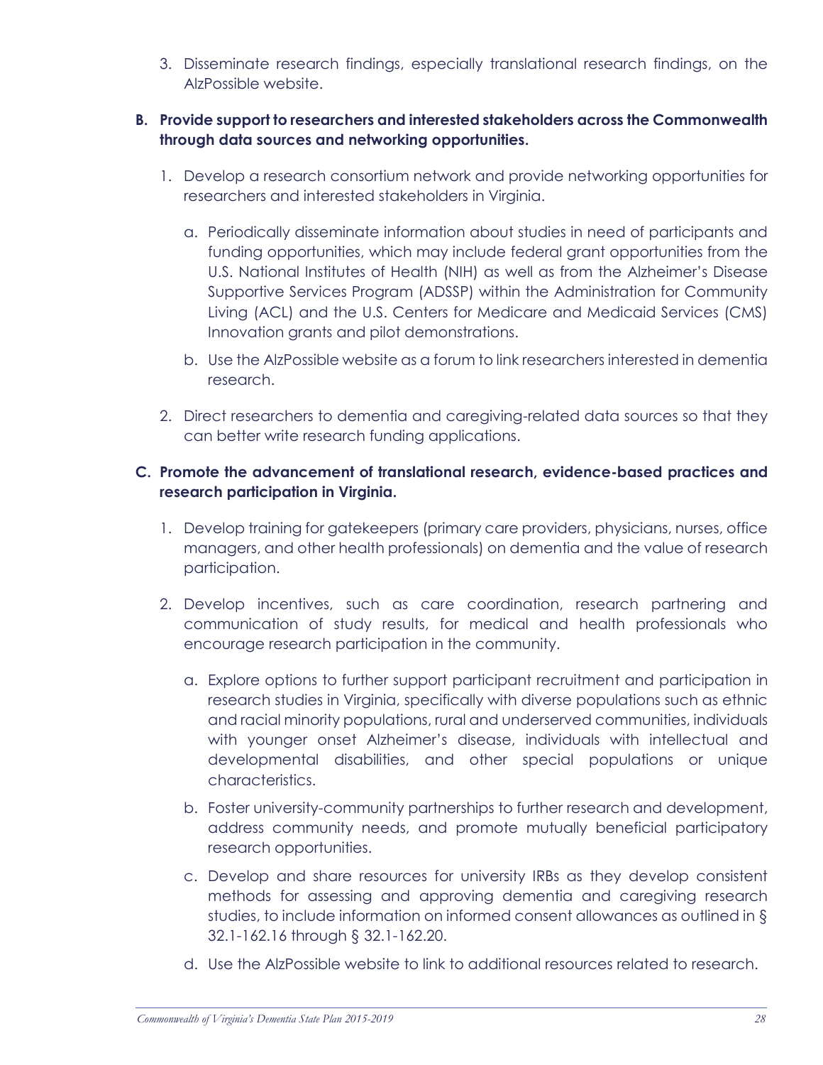3. Disseminate research findings, especially translational research findings, on the AlzPossible website.

**B. Provide support to researchers and interested stakeholders across the Commonwealth through data sources and networking opportunities.**

1. Develop a research consortium network and provide networking opportunities for researchers and interested stakeholders in Virginia.

    a. Periodically disseminate information about studies in need of participants and funding opportunities, which may include federal grant opportunities from the U.S. National Institutes of Health (NIH) as well as from the Alzheimer's Disease Supportive Services Program (ADSSP) within the Administration for Community Living (ACL) and the U.S. Centers for Medicare and Medicaid Services (CMS) Innovation grants and pilot demonstrations.

    b. Use the AlzPossible website as a forum to link researchers interested in dementia research.

2. Direct researchers to dementia and caregiving-related data sources so that they can better write research funding applications.

**C. Promote the advancement of translational research, evidence-based practices and research participation in Virginia.**

1. Develop training for gatekeepers (primary care providers, physicians, nurses, office managers, and other health professionals) on dementia and the value of research participation.

2. Develop incentives, such as care coordination, research partnering and communication of study results, for medical and health professionals who encourage research participation in the community.

    a. Explore options to further support participant recruitment and participation in research studies in Virginia, specifically with diverse populations such as ethnic and racial minority populations, rural and underserved communities, individuals with younger onset Alzheimer's disease, individuals with intellectual and developmental disabilities, and other special populations or unique characteristics.

    b. Foster university-community partnerships to further research and development, address community needs, and promote mutually beneficial participatory research opportunities.

    c. Develop and share resources for university IRBs as they develop consistent methods for assessing and approving dementia and caregiving research studies, to include information on informed consent allowances as outlined in § 32.1-162.16 through § 32.1-162.20.

    d. Use the AlzPossible website to link to additional resources related to research.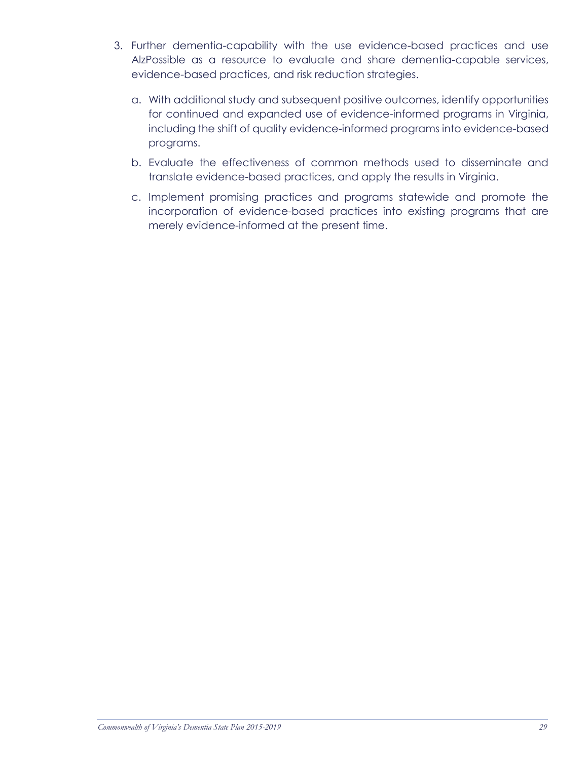3. Further dementia-capability with the use evidence-based practices and use AlzPossible as a resource to evaluate and share dementia-capable services, evidence-based practices, and risk reduction strategies.

   a. With additional study and subsequent positive outcomes, identify opportunities for continued and expanded use of evidence-informed programs in Virginia, including the shift of quality evidence-informed programs into evidence-based programs.

   b. Evaluate the effectiveness of common methods used to disseminate and translate evidence-based practices, and apply the results in Virginia.

   c. Implement promising practices and programs statewide and promote the incorporation of evidence-based practices into existing programs that are merely evidence-informed at the present time.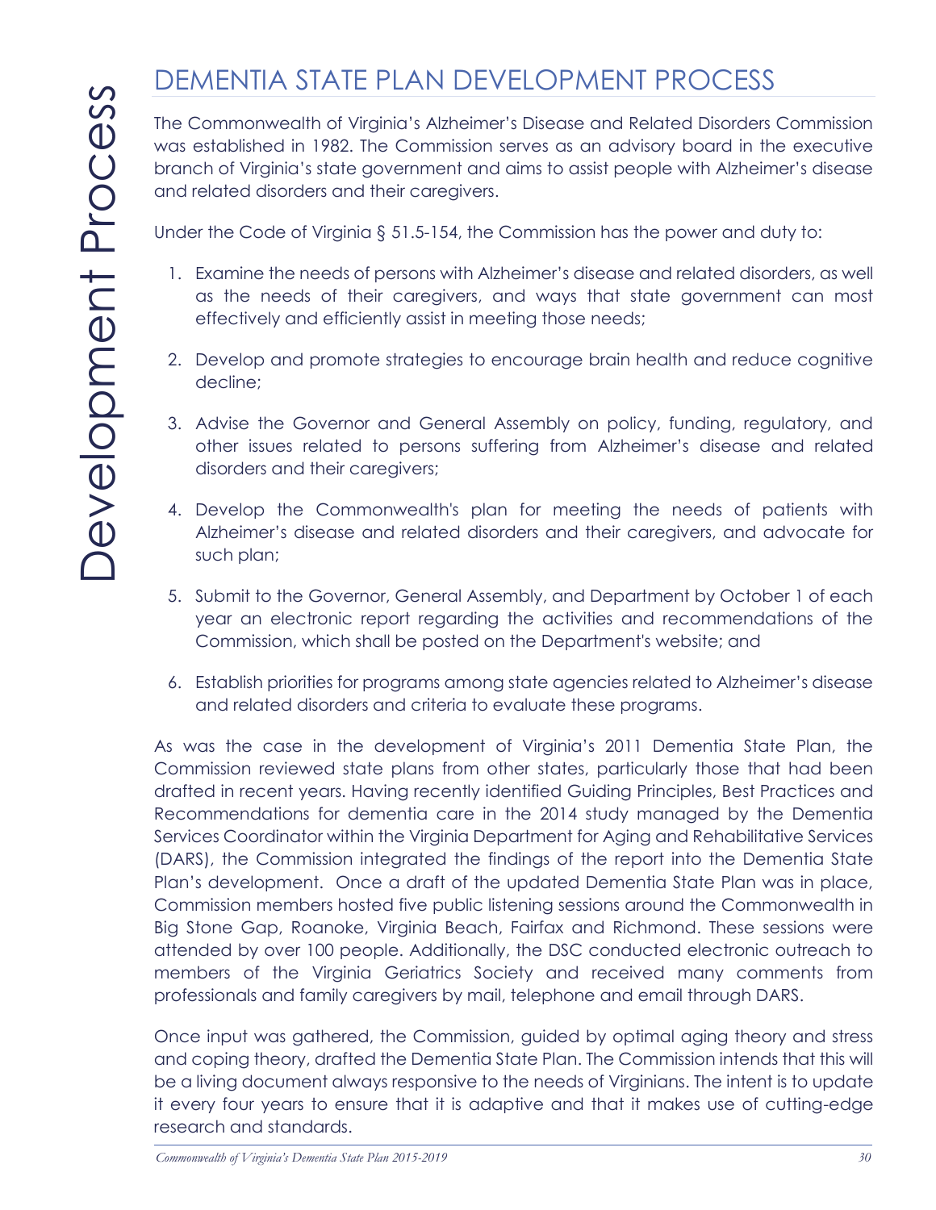# DEMENTIA STATE PLAN DEVELOPMENT PROCESS

The Commonwealth of Virginia's Alzheimer's Disease and Related Disorders Commission was established in 1982. The Commission serves as an advisory board in the executive branch of Virginia's state government and aims to assist people with Alzheimer's disease and related disorders and their caregivers.

Under the Code of Virginia § 51.5-154, the Commission has the power and duty to:

1. Examine the needs of persons with Alzheimer's disease and related disorders, as well as the needs of their caregivers, and ways that state government can most effectively and efficiently assist in meeting those needs;
2. Develop and promote strategies to encourage brain health and reduce cognitive decline;
3. Advise the Governor and General Assembly on policy, funding, regulatory, and other issues related to persons suffering from Alzheimer's disease and related disorders and their caregivers;
4. Develop the Commonwealth's plan for meeting the needs of patients with Alzheimer's disease and related disorders and their caregivers, and advocate for such plan;
5. Submit to the Governor, General Assembly, and Department by October 1 of each year an electronic report regarding the activities and recommendations of the Commission, which shall be posted on the Department's website; and
6. Establish priorities for programs among state agencies related to Alzheimer's disease and related disorders and criteria to evaluate these programs.

As was the case in the development of Virginia's 2011 Dementia State Plan, the Commission reviewed state plans from other states, particularly those that had been drafted in recent years. Having recently identified Guiding Principles, Best Practices and Recommendations for dementia care in the 2014 study managed by the Dementia Services Coordinator within the Virginia Department for Aging and Rehabilitative Services (DARS), the Commission integrated the findings of the report into the Dementia State Plan's development. Once a draft of the updated Dementia State Plan was in place, Commission members hosted five public listening sessions around the Commonwealth in Big Stone Gap, Roanoke, Virginia Beach, Fairfax and Richmond. These sessions were attended by over 100 people. Additionally, the DSC conducted electronic outreach to members of the Virginia Geriatrics Society and received many comments from professionals and family caregivers by mail, telephone and email through DARS.

Once input was gathered, the Commission, guided by optimal aging theory and stress and coping theory, drafted the Dementia State Plan. The Commission intends that this will be a living document always responsive to the needs of Virginians. The intent is to update it every four years to ensure that it is adaptive and that it makes use of cutting-edge research and standards.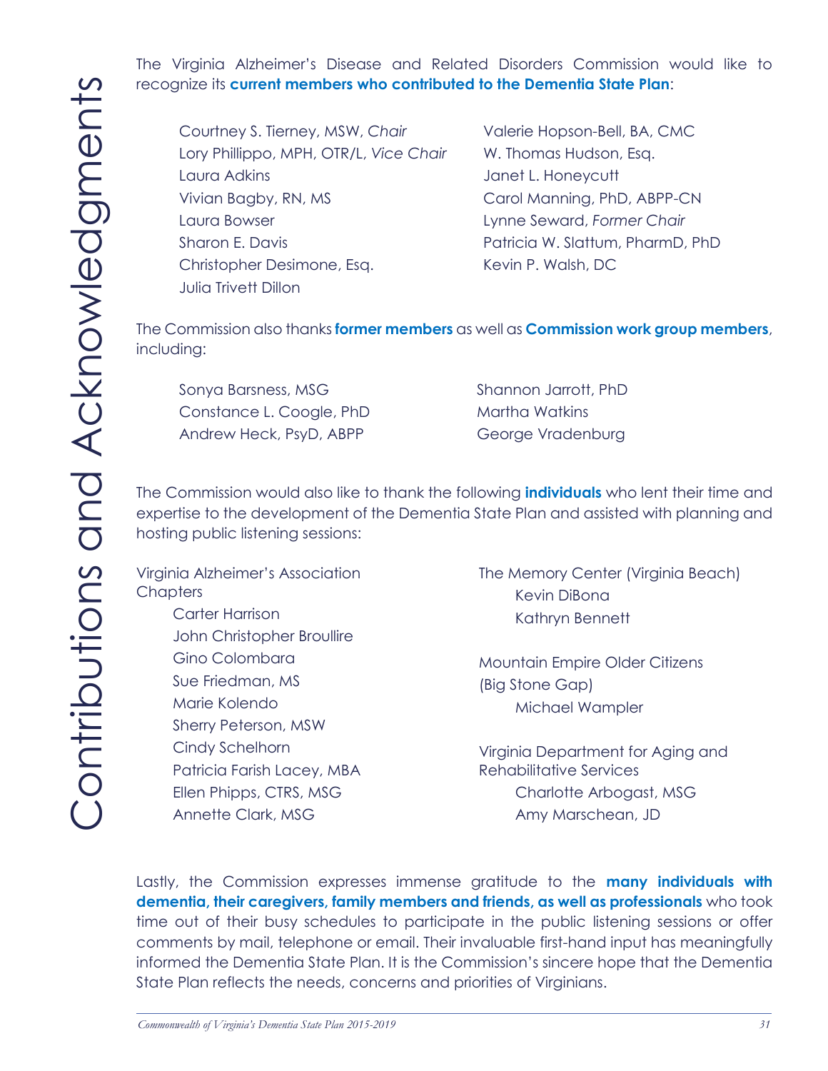# Contributions and Acknowledgments

The Virginia Alzheimer's Disease and Related Disorders Commission would like to recognize its **current members who contributed to the Dementia State Plan**:

- Courtney S. Tierney, MSW, *Chair*
- Lory Phillippo, MPH, OTR/L, *Vice Chair*
- Laura Adkins
- Vivian Bagby, RN, MS
- Laura Bowser
- Sharon E. Davis
- Christopher Desimone, Esq.
- Julia Trivett Dillon
- Valerie Hopson-Bell, BA, CMC
- W. Thomas Hudson, Esq.
- Janet L. Honeycutt
- Carol Manning, PhD, ABPP-CN
- Lynne Seward, *Former Chair*
- Patricia W. Slattum, PharmD, PhD
- Kevin P. Walsh, DC

The Commission also thanks **former members** as well as **Commission work group members**, including:

- Sonya Barsness, MSG
- Constance L. Coogle, PhD
- Andrew Heck, PsyD, ABPP
- Shannon Jarrott, PhD
- Martha Watkins
- George Vradenburg

The Commission would also like to thank the following **individuals** who lent their time and expertise to the development of the Dementia State Plan and assisted with planning and hosting public listening sessions:

Virginia Alzheimer's Association Chapters
- Carter Harrison
- John Christopher Broullire
- Gino Colombara
- Sue Friedman, MS
- Marie Kolendo
- Sherry Peterson, MSW
- Cindy Schelhorn
- Patricia Farish Lacey, MBA
- Ellen Phipps, CTRS, MSG
- Annette Clark, MSG

The Memory Center (Virginia Beach)
- Kevin DiBona
- Kathryn Bennett

Mountain Empire Older Citizens (Big Stone Gap)
- Michael Wampler

Virginia Department for Aging and Rehabilitative Services
- Charlotte Arbogast, MSG
- Amy Marschean, JD

Lastly, the Commission expresses immense gratitude to the **many individuals with dementia, their caregivers, family members and friends, as well as professionals** who took time out of their busy schedules to participate in the public listening sessions or offer comments by mail, telephone or email. Their invaluable first-hand input has meaningfully informed the Dementia State Plan. It is the Commission's sincere hope that the Dementia State Plan reflects the needs, concerns and priorities of Virginians.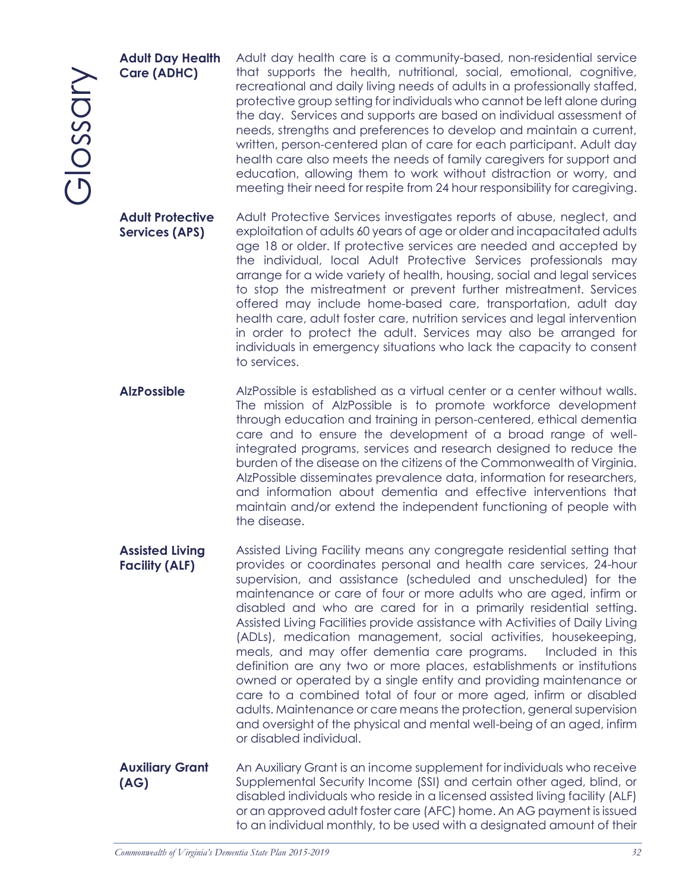# Glossary

**Adult Day Health Care (ADHC)**
Adult day health care is a community-based, non-residential service that supports the health, nutritional, social, emotional, cognitive, recreational and daily living needs of adults in a professionally staffed, protective group setting for individuals who cannot be left alone during the day. Services and supports are based on individual assessment of needs, strengths and preferences to develop and maintain a current, written, person-centered plan of care for each participant. Adult day health care also meets the needs of family caregivers for support and education, allowing them to work without distraction or worry, and meeting their need for respite from 24 hour responsibility for caregiving.

**Adult Protective Services (APS)**
Adult Protective Services investigates reports of abuse, neglect, and exploitation of adults 60 years of age or older and incapacitated adults age 18 or older. If protective services are needed and accepted by the individual, local Adult Protective Services professionals may arrange for a wide variety of health, housing, social and legal services to stop the mistreatment or prevent further mistreatment. Services offered may include home-based care, transportation, adult day health care, adult foster care, nutrition services and legal intervention in order to protect the adult. Services may also be arranged for individuals in emergency situations who lack the capacity to consent to services.

**AlzPossible**
AlzPossible is established as a virtual center or a center without walls. The mission of AlzPossible is to promote workforce development through education and training in person-centered, ethical dementia care and to ensure the development of a broad range of well-integrated programs, services and research designed to reduce the burden of the disease on the citizens of the Commonwealth of Virginia. AlzPossible disseminates prevalence data, information for researchers, and information about dementia and effective interventions that maintain and/or extend the independent functioning of people with the disease.

**Assisted Living Facility (ALF)**
Assisted Living Facility means any congregate residential setting that provides or coordinates personal and health care services, 24-hour supervision, and assistance (scheduled and unscheduled) for the maintenance or care of four or more adults who are aged, infirm or disabled and who are cared for in a primarily residential setting. Assisted Living Facilities provide assistance with Activities of Daily Living (ADLs), medication management, social activities, housekeeping, meals, and may offer dementia care programs. Included in this definition are any two or more places, establishments or institutions owned or operated by a single entity and providing maintenance or care to a combined total of four or more aged, infirm or disabled adults. Maintenance or care means the protection, general supervision and oversight of the physical and mental well-being of an aged, infirm or disabled individual.

**Auxiliary Grant (AG)**
An Auxiliary Grant is an income supplement for individuals who receive Supplemental Security Income (SSI) and certain other aged, blind, or disabled individuals who reside in a licensed assisted living facility (ALF) or an approved adult foster care (AFC) home. An AG payment is issued to an individual monthly, to be used with a designated amount of their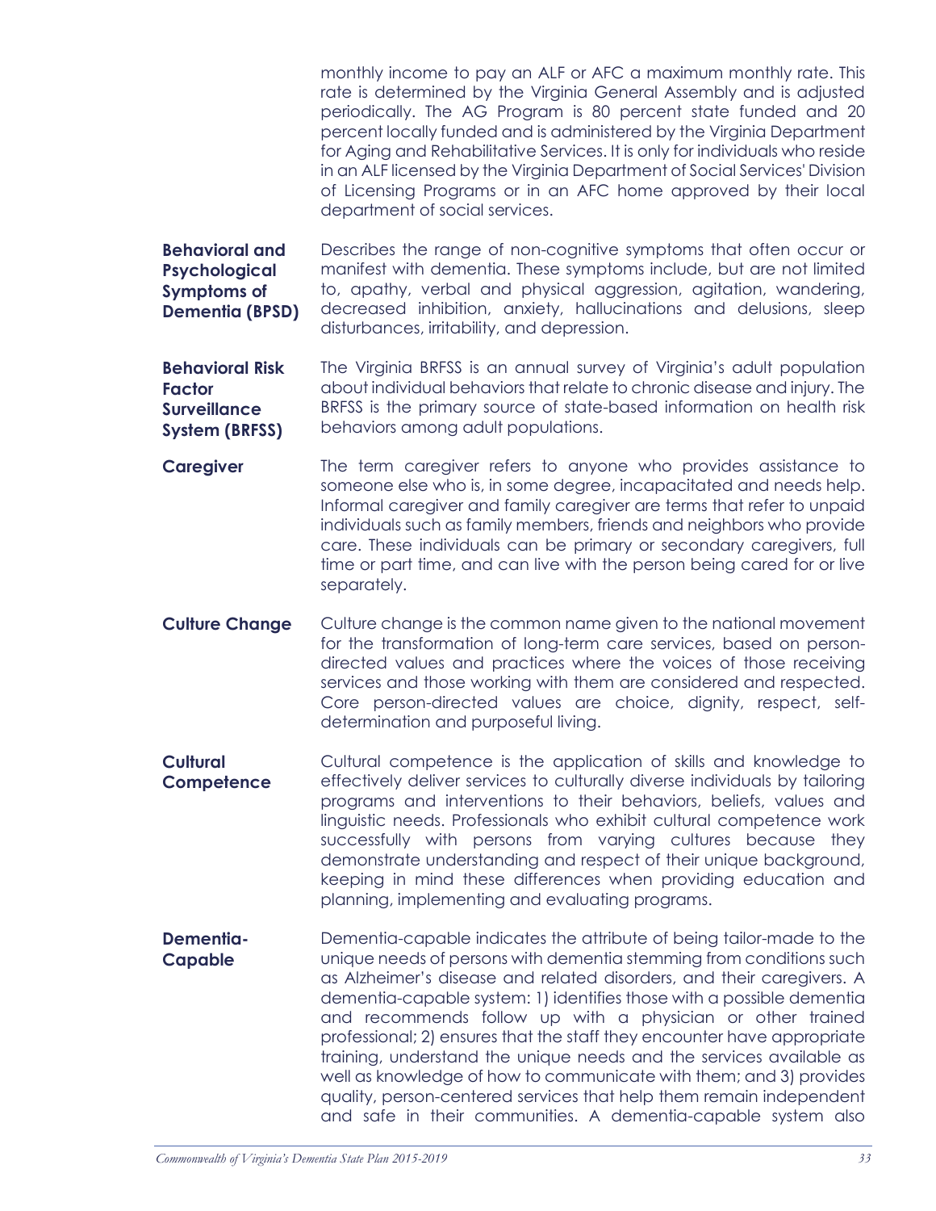monthly income to pay an ALF or AFC a maximum monthly rate. This rate is determined by the Virginia General Assembly and is adjusted periodically. The AG Program is 80 percent state funded and 20 percent locally funded and is administered by the Virginia Department for Aging and Rehabilitative Services. It is only for individuals who reside in an ALF licensed by the Virginia Department of Social Services' Division of Licensing Programs or in an AFC home approved by their local department of social services.

**Behavioral and Psychological Symptoms of Dementia (BPSD)**
Describes the range of non-cognitive symptoms that often occur or manifest with dementia. These symptoms include, but are not limited to, apathy, verbal and physical aggression, agitation, wandering, decreased inhibition, anxiety, hallucinations and delusions, sleep disturbances, irritability, and depression.

**Behavioral Risk Factor Surveillance System (BRFSS)**
The Virginia BRFSS is an annual survey of Virginia's adult population about individual behaviors that relate to chronic disease and injury. The BRFSS is the primary source of state-based information on health risk behaviors among adult populations.

**Caregiver**
The term caregiver refers to anyone who provides assistance to someone else who is, in some degree, incapacitated and needs help. Informal caregiver and family caregiver are terms that refer to unpaid individuals such as family members, friends and neighbors who provide care. These individuals can be primary or secondary caregivers, full time or part time, and can live with the person being cared for or live separately.

**Culture Change**
Culture change is the common name given to the national movement for the transformation of long-term care services, based on person-directed values and practices where the voices of those receiving services and those working with them are considered and respected. Core person-directed values are choice, dignity, respect, self-determination and purposeful living.

**Cultural Competence**
Cultural competence is the application of skills and knowledge to effectively deliver services to culturally diverse individuals by tailoring programs and interventions to their behaviors, beliefs, values and linguistic needs. Professionals who exhibit cultural competence work successfully with persons from varying cultures because they demonstrate understanding and respect of their unique background, keeping in mind these differences when providing education and planning, implementing and evaluating programs.

**Dementia-Capable**
Dementia-capable indicates the attribute of being tailor-made to the unique needs of persons with dementia stemming from conditions such as Alzheimer's disease and related disorders, and their caregivers. A dementia-capable system: 1) identifies those with a possible dementia and recommends follow up with a physician or other trained professional; 2) ensures that the staff they encounter have appropriate training, understand the unique needs and the services available as well as knowledge of how to communicate with them; and 3) provides quality, person-centered services that help them remain independent and safe in their communities. A dementia-capable system also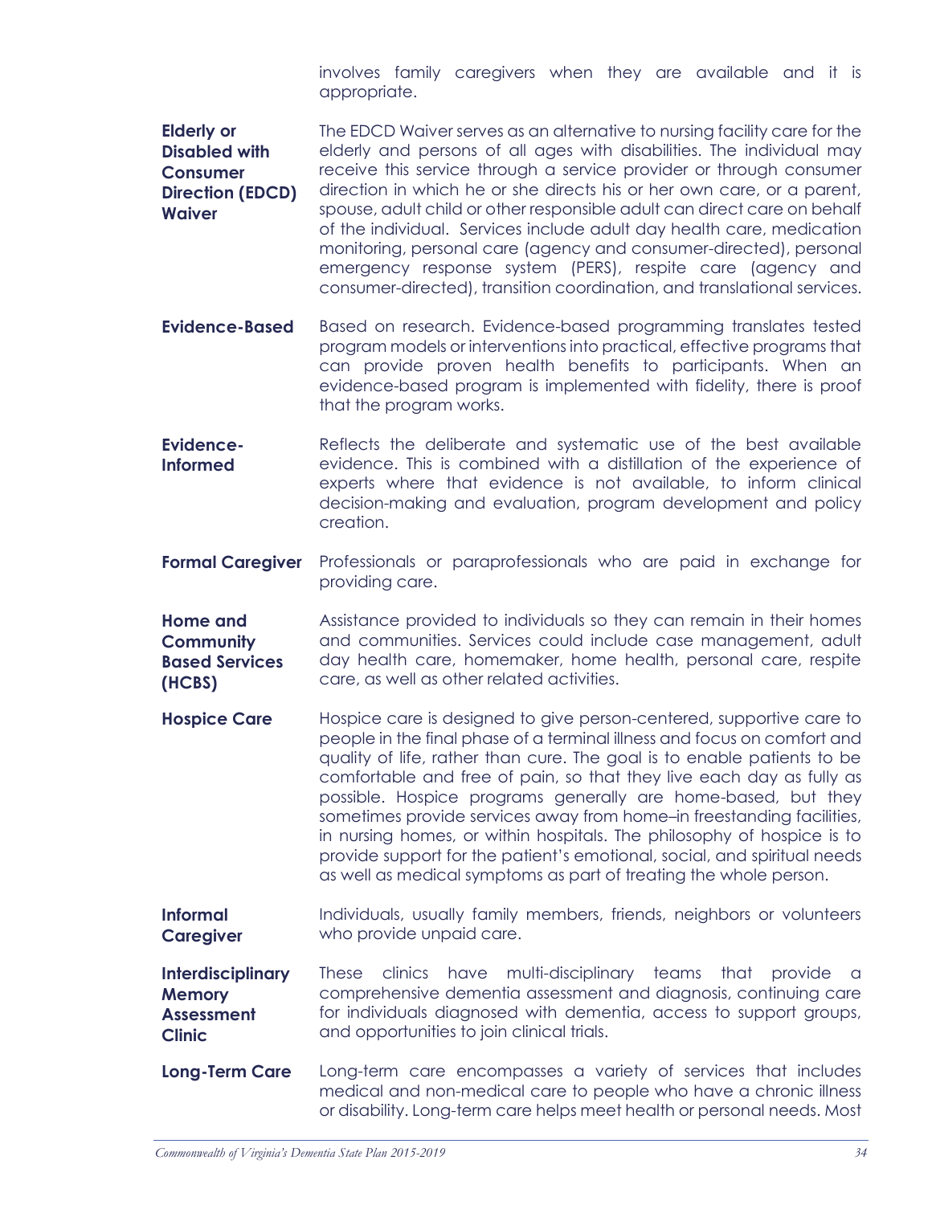involves family caregivers when they are available and it is appropriate.

**Elderly or Disabled with Consumer Direction (EDCD) Waiver** The EDCD Waiver serves as an alternative to nursing facility care for the elderly and persons of all ages with disabilities. The individual may receive this service through a service provider or through consumer direction in which he or she directs his or her own care, or a parent, spouse, adult child or other responsible adult can direct care on behalf of the individual. Services include adult day health care, medication monitoring, personal care (agency and consumer-directed), personal emergency response system (PERS), respite care (agency and consumer-directed), transition coordination, and translational services.

**Evidence-Based** Based on research. Evidence-based programming translates tested program models or interventions into practical, effective programs that can provide proven health benefits to participants. When an evidence-based program is implemented with fidelity, there is proof that the program works.

**Evidence-Informed** Reflects the deliberate and systematic use of the best available evidence. This is combined with a distillation of the experience of experts where that evidence is not available, to inform clinical decision-making and evaluation, program development and policy creation.

**Formal Caregiver** Professionals or paraprofessionals who are paid in exchange for providing care.

**Home and Community Based Services (HCBS)** Assistance provided to individuals so they can remain in their homes and communities. Services could include case management, adult day health care, homemaker, home health, personal care, respite care, as well as other related activities.

**Hospice Care** Hospice care is designed to give person-centered, supportive care to people in the final phase of a terminal illness and focus on comfort and quality of life, rather than cure. The goal is to enable patients to be comfortable and free of pain, so that they live each day as fully as possible. Hospice programs generally are home-based, but they sometimes provide services away from home–in freestanding facilities, in nursing homes, or within hospitals. The philosophy of hospice is to provide support for the patient's emotional, social, and spiritual needs as well as medical symptoms as part of treating the whole person.

**Informal Caregiver** Individuals, usually family members, friends, neighbors or volunteers who provide unpaid care.

**Interdisciplinary Memory Assessment Clinic** These clinics have multi-disciplinary teams that provide a comprehensive dementia assessment and diagnosis, continuing care for individuals diagnosed with dementia, access to support groups, and opportunities to join clinical trials.

**Long-Term Care** Long-term care encompasses a variety of services that includes medical and non-medical care to people who have a chronic illness or disability. Long-term care helps meet health or personal needs. Most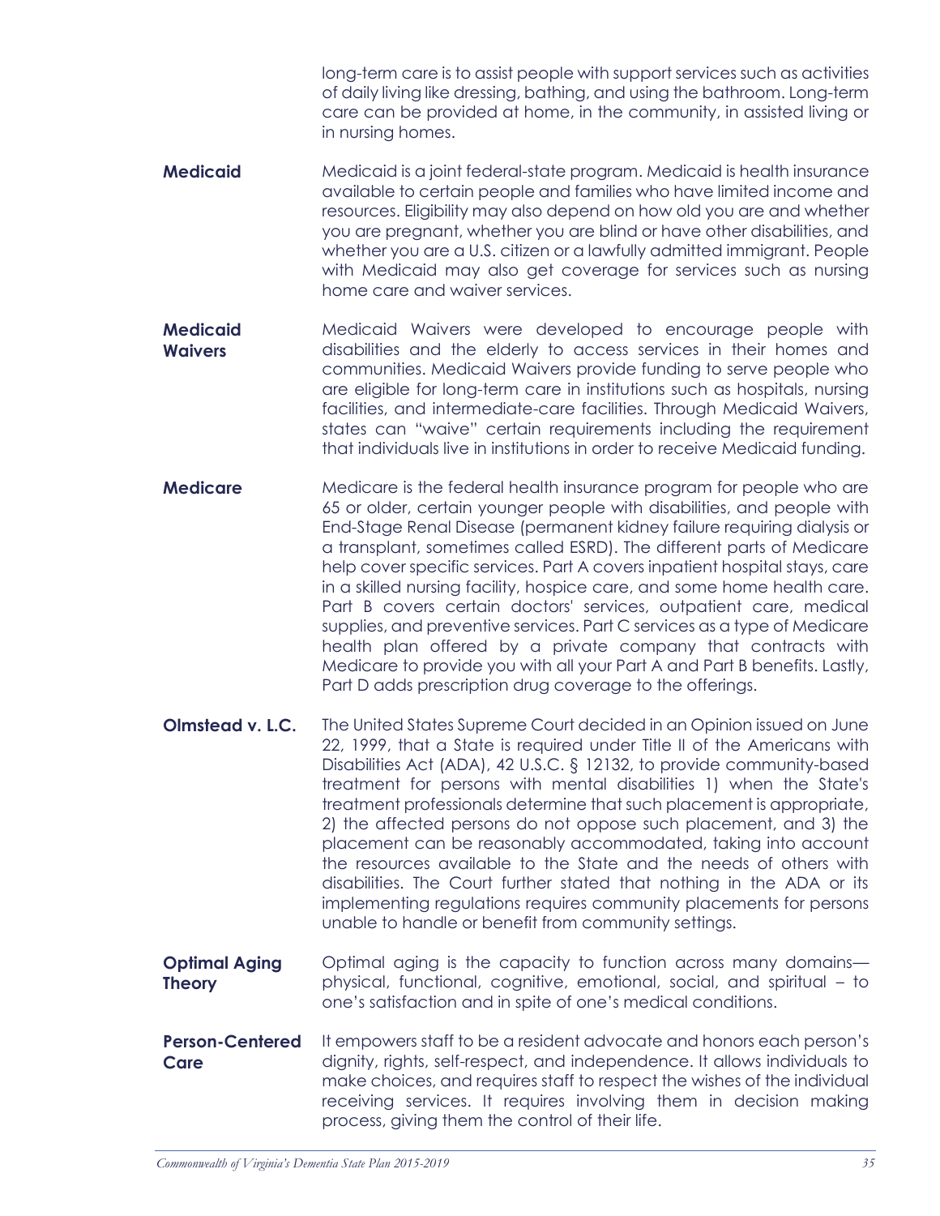long-term care is to assist people with support services such as activities of daily living like dressing, bathing, and using the bathroom. Long-term care can be provided at home, in the community, in assisted living or in nursing homes.

**Medicaid** Medicaid is a joint federal-state program. Medicaid is health insurance available to certain people and families who have limited income and resources. Eligibility may also depend on how old you are and whether you are pregnant, whether you are blind or have other disabilities, and whether you are a U.S. citizen or a lawfully admitted immigrant. People with Medicaid may also get coverage for services such as nursing home care and waiver services.

**Medicaid Waivers** Medicaid Waivers were developed to encourage people with disabilities and the elderly to access services in their homes and communities. Medicaid Waivers provide funding to serve people who are eligible for long-term care in institutions such as hospitals, nursing facilities, and intermediate-care facilities. Through Medicaid Waivers, states can "waive" certain requirements including the requirement that individuals live in institutions in order to receive Medicaid funding.

**Medicare** Medicare is the federal health insurance program for people who are 65 or older, certain younger people with disabilities, and people with End-Stage Renal Disease (permanent kidney failure requiring dialysis or a transplant, sometimes called ESRD). The different parts of Medicare help cover specific services. Part A covers inpatient hospital stays, care in a skilled nursing facility, hospice care, and some home health care. Part B covers certain doctors' services, outpatient care, medical supplies, and preventive services. Part C services as a type of Medicare health plan offered by a private company that contracts with Medicare to provide you with all your Part A and Part B benefits. Lastly, Part D adds prescription drug coverage to the offerings.

**Olmstead v. L.C.** The United States Supreme Court decided in an Opinion issued on June 22, 1999, that a State is required under Title II of the Americans with Disabilities Act (ADA), 42 U.S.C. § 12132, to provide community-based treatment for persons with mental disabilities 1) when the State's treatment professionals determine that such placement is appropriate, 2) the affected persons do not oppose such placement, and 3) the placement can be reasonably accommodated, taking into account the resources available to the State and the needs of others with disabilities. The Court further stated that nothing in the ADA or its implementing regulations requires community placements for persons unable to handle or benefit from community settings.

**Optimal Aging Theory** Optimal aging is the capacity to function across many domains—physical, functional, cognitive, emotional, social, and spiritual – to one's satisfaction and in spite of one's medical conditions.

**Person-Centered Care** It empowers staff to be a resident advocate and honors each person's dignity, rights, self-respect, and independence. It allows individuals to make choices, and requires staff to respect the wishes of the individual receiving services. It requires involving them in decision making process, giving them the control of their life.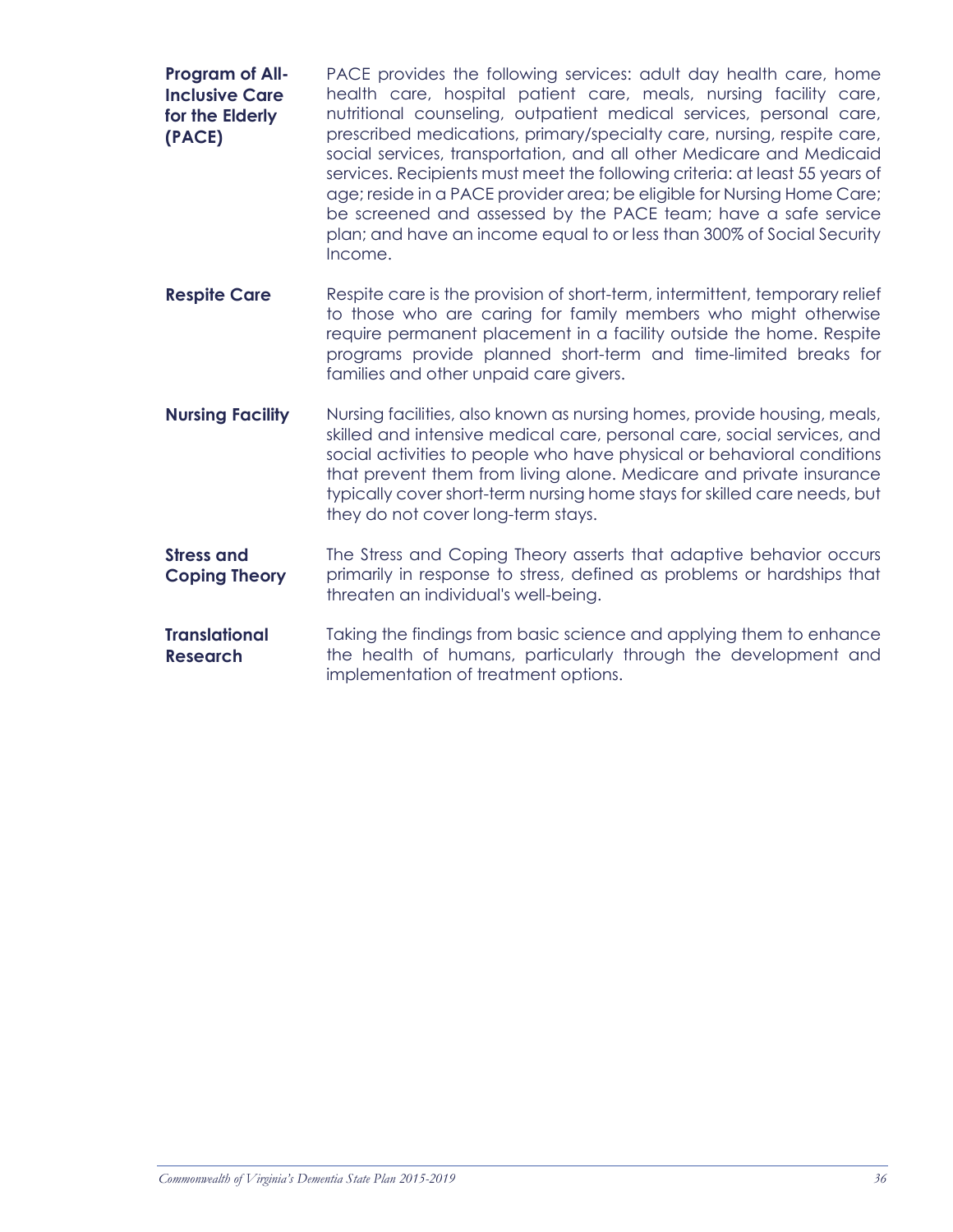**Program of All-Inclusive Care for the Elderly (PACE)**
PACE provides the following services: adult day health care, home health care, hospital patient care, meals, nursing facility care, nutritional counseling, outpatient medical services, personal care, prescribed medications, primary/specialty care, nursing, respite care, social services, transportation, and all other Medicare and Medicaid services. Recipients must meet the following criteria: at least 55 years of age; reside in a PACE provider area; be eligible for Nursing Home Care; be screened and assessed by the PACE team; have a safe service plan; and have an income equal to or less than 300% of Social Security Income.

**Respite Care**
Respite care is the provision of short-term, intermittent, temporary relief to those who are caring for family members who might otherwise require permanent placement in a facility outside the home. Respite programs provide planned short-term and time-limited breaks for families and other unpaid care givers.

**Nursing Facility**
Nursing facilities, also known as nursing homes, provide housing, meals, skilled and intensive medical care, personal care, social services, and social activities to people who have physical or behavioral conditions that prevent them from living alone. Medicare and private insurance typically cover short-term nursing home stays for skilled care needs, but they do not cover long-term stays.

**Stress and Coping Theory**
The Stress and Coping Theory asserts that adaptive behavior occurs primarily in response to stress, defined as problems or hardships that threaten an individual's well-being.

**Translational Research**
Taking the findings from basic science and applying them to enhance the health of humans, particularly through the development and implementation of treatment options.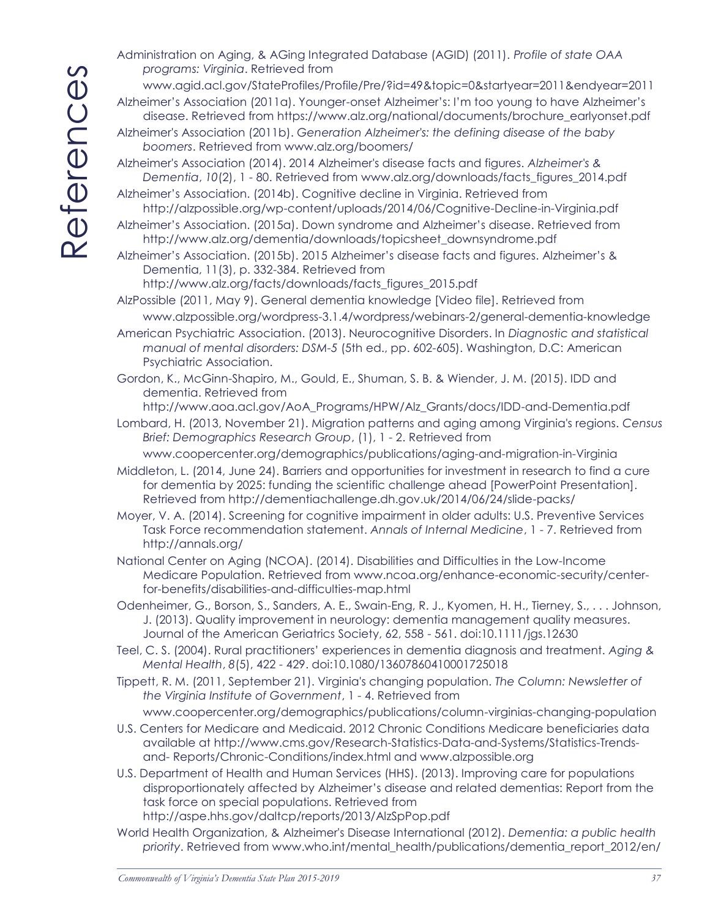# References

Administration on Aging, & AGing Integrated Database (AGID) (2011). *Profile of state OAA programs: Virginia*. Retrieved from www.agid.acl.gov/StateProfiles/Profile/Pre/?id=49&topic=0&startyear=2011&endyear=2011

Alzheimer's Association (2011a). Younger-onset Alzheimer's: I'm too young to have Alzheimer's disease. Retrieved from https://www.alz.org/national/documents/brochure_earlyonset.pdf

Alzheimer's Association (2011b). *Generation Alzheimer's: the defining disease of the baby boomers*. Retrieved from www.alz.org/boomers/

Alzheimer's Association (2014). 2014 Alzheimer's disease facts and figures. *Alzheimer's & Dementia*, *10*(2), 1 - 80. Retrieved from www.alz.org/downloads/facts_figures_2014.pdf

Alzheimer's Association. (2014b). Cognitive decline in Virginia. Retrieved from http://alzpossible.org/wp-content/uploads/2014/06/Cognitive-Decline-in-Virginia.pdf

Alzheimer's Association. (2015a). Down syndrome and Alzheimer's disease. Retrieved from http://www.alz.org/dementia/downloads/topicsheet_downsyndrome.pdf

Alzheimer's Association. (2015b). 2015 Alzheimer's disease facts and figures. Alzheimer's & Dementia, 11(3), p. 332-384. Retrieved from http://www.alz.org/facts/downloads/facts_figures_2015.pdf

AlzPossible (2011, May 9). General dementia knowledge [Video file]. Retrieved from www.alzpossible.org/wordpress-3.1.4/wordpress/webinars-2/general-dementia-knowledge

American Psychiatric Association. (2013). Neurocognitive Disorders. In *Diagnostic and statistical manual of mental disorders: DSM-5* (5th ed., pp. 602-605). Washington, D.C: American Psychiatric Association.

Gordon, K., McGinn-Shapiro, M., Gould, E., Shuman, S. B. & Wiender, J. M. (2015). IDD and dementia. Retrieved from http://www.aoa.acl.gov/AoA_Programs/HPW/Alz_Grants/docs/IDD-and-Dementia.pdf

Lombard, H. (2013, November 21). Migration patterns and aging among Virginia's regions. *Census Brief: Demographics Research Group*, (1), 1 - 2. Retrieved from www.coopercenter.org/demographics/publications/aging-and-migration-in-Virginia

Middleton, L. (2014, June 24). Barriers and opportunities for investment in research to find a cure for dementia by 2025: funding the scientific challenge ahead [PowerPoint Presentation]. Retrieved from http://dementiachallenge.dh.gov.uk/2014/06/24/slide-packs/

Moyer, V. A. (2014). Screening for cognitive impairment in older adults: U.S. Preventive Services Task Force recommendation statement. *Annals of Internal Medicine*, 1 - 7. Retrieved from http://annals.org/

National Center on Aging (NCOA). (2014). Disabilities and Difficulties in the Low-Income Medicare Population. Retrieved from www.ncoa.org/enhance-economic-security/center-for-benefits/disabilities-and-difficulties-map.html

Odenheimer, G., Borson, S., Sanders, A. E., Swain-Eng, R. J., Kyomen, H. H., Tierney, S., . . . Johnson, J. (2013). Quality improvement in neurology: dementia management quality measures. Journal of the American Geriatrics Society, 62, 558 - 561. doi:10.1111/jgs.12630

Teel, C. S. (2004). Rural practitioners' experiences in dementia diagnosis and treatment. *Aging & Mental Health*, *8*(5), 422 - 429. doi:10.1080/13607860410001725018

Tippett, R. M. (2011, September 21). Virginia's changing population. *The Column: Newsletter of the Virginia Institute of Government*, 1 - 4. Retrieved from www.coopercenter.org/demographics/publications/column-virginias-changing-population

U.S. Centers for Medicare and Medicaid. 2012 Chronic Conditions Medicare beneficiaries data available at http://www.cms.gov/Research-Statistics-Data-and-Systems/Statistics-Trends-and- Reports/Chronic-Conditions/index.html and www.alzpossible.org

U.S. Department of Health and Human Services (HHS). (2013). Improving care for populations disproportionately affected by Alzheimer's disease and related dementias: Report from the task force on special populations. Retrieved from http://aspe.hhs.gov/daltcp/reports/2013/AlzSpPop.pdf

World Health Organization, & Alzheimer's Disease International (2012). *Dementia: a public health priority*. Retrieved from www.who.int/mental_health/publications/dementia_report_2012/en/